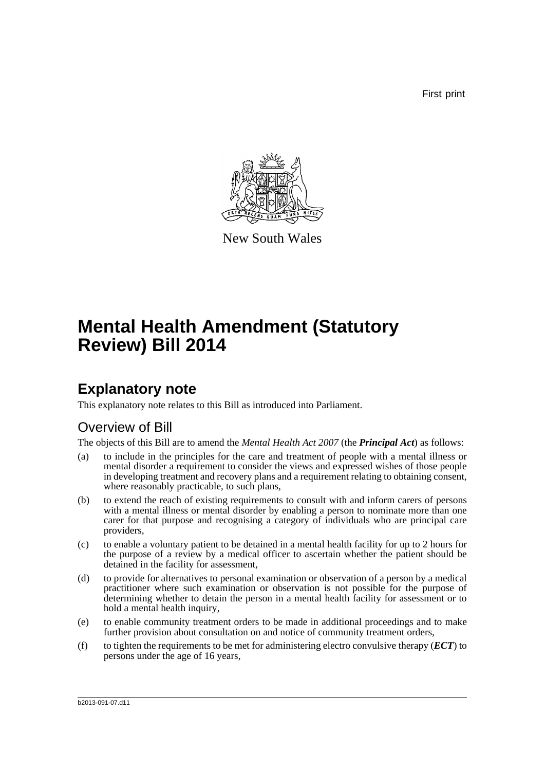First print

New South Wales

# Mental Health Amendment (Statutory Review) Bill 2014

## Explanatory note

This explanatory note relates to this Bill as introduced into Parliament.

## Overview of Bill

The objects of this Bill are to amend the *Mental Health Act 2007* (the ***Principal Act***) as follows:

(a) to include in the principles for the care and treatment of people with a mental illness or mental disorder a requirement to consider the views and expressed wishes of those people in developing treatment and recovery plans and a requirement relating to obtaining consent, where reasonably practicable, to such plans,

(b) to extend the reach of existing requirements to consult with and inform carers of persons with a mental illness or mental disorder by enabling a person to nominate more than one carer for that purpose and recognising a category of individuals who are principal care providers,

(c) to enable a voluntary patient to be detained in a mental health facility for up to 2 hours for the purpose of a review by a medical officer to ascertain whether the patient should be detained in the facility for assessment,

(d) to provide for alternatives to personal examination or observation of a person by a medical practitioner where such examination or observation is not possible for the purpose of determining whether to detain the person in a mental health facility for assessment or to hold a mental health inquiry,

(e) to enable community treatment orders to be made in additional proceedings and to make further provision about consultation on and notice of community treatment orders,

(f) to tighten the requirements to be met for administering electro convulsive therapy (***ECT***) to persons under the age of 16 years,

b2013-091-07.d11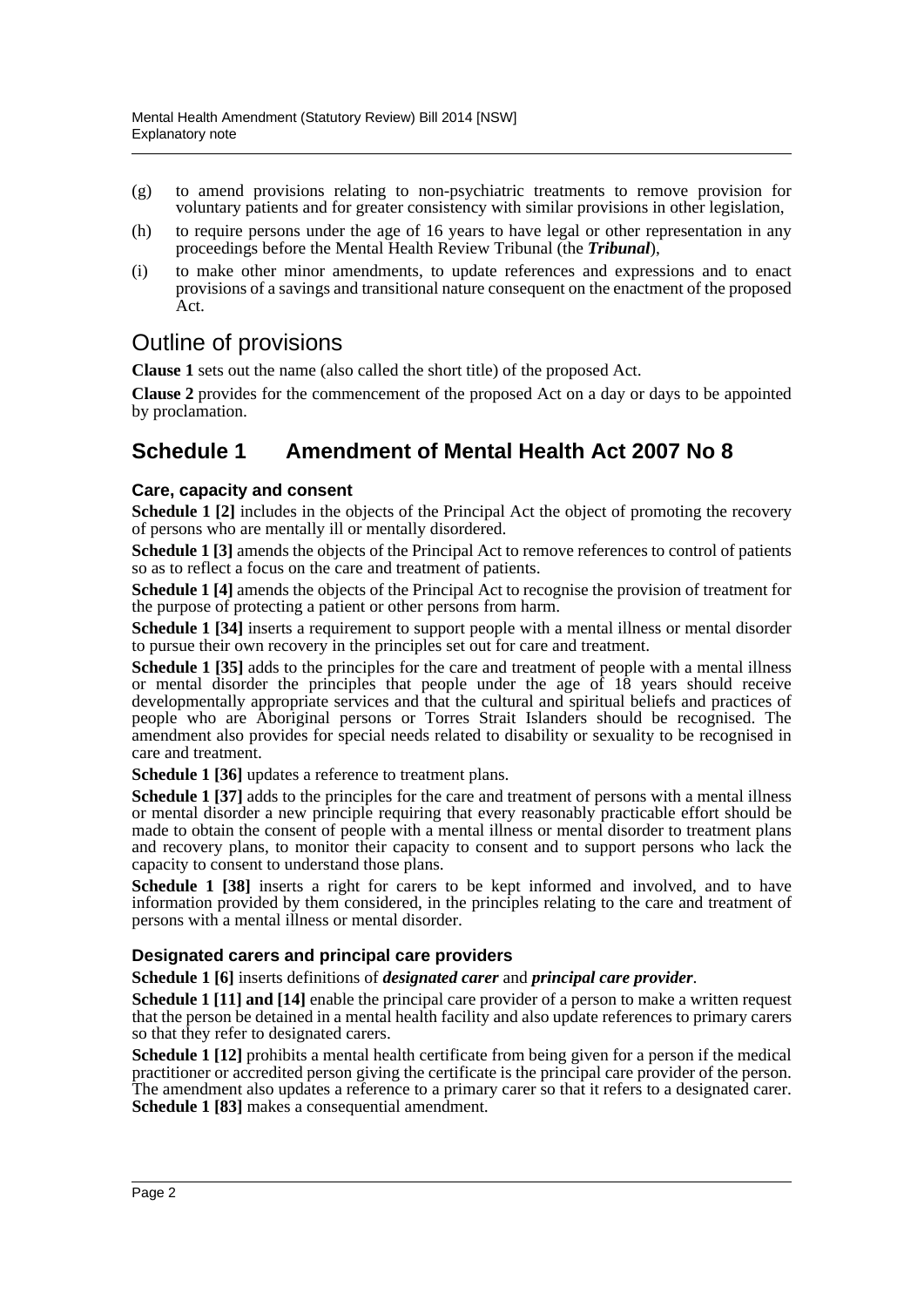(g) to amend provisions relating to non-psychiatric treatments to remove provision for voluntary patients and for greater consistency with similar provisions in other legislation,

(h) to require persons under the age of 16 years to have legal or other representation in any proceedings before the Mental Health Review Tribunal (the ***Tribunal***),

(i) to make other minor amendments, to update references and expressions and to enact provisions of a savings and transitional nature consequent on the enactment of the proposed Act.

## Outline of provisions

**Clause 1** sets out the name (also called the short title) of the proposed Act.

**Clause 2** provides for the commencement of the proposed Act on a day or days to be appointed by proclamation.

## Schedule 1 Amendment of Mental Health Act 2007 No 8

### Care, capacity and consent

**Schedule 1 [2]** includes in the objects of the Principal Act the object of promoting the recovery of persons who are mentally ill or mentally disordered.

**Schedule 1 [3]** amends the objects of the Principal Act to remove references to control of patients so as to reflect a focus on the care and treatment of patients.

**Schedule 1 [4]** amends the objects of the Principal Act to recognise the provision of treatment for the purpose of protecting a patient or other persons from harm.

**Schedule 1 [34]** inserts a requirement to support people with a mental illness or mental disorder to pursue their own recovery in the principles set out for care and treatment.

**Schedule 1 [35]** adds to the principles for the care and treatment of people with a mental illness or mental disorder the principles that people under the age of 18 years should receive developmentally appropriate services and that the cultural and spiritual beliefs and practices of people who are Aboriginal persons or Torres Strait Islanders should be recognised. The amendment also provides for special needs related to disability or sexuality to be recognised in care and treatment.

**Schedule 1 [36]** updates a reference to treatment plans.

**Schedule 1 [37]** adds to the principles for the care and treatment of persons with a mental illness or mental disorder a new principle requiring that every reasonably practicable effort should be made to obtain the consent of people with a mental illness or mental disorder to treatment plans and recovery plans, to monitor their capacity to consent and to support persons who lack the capacity to consent to understand those plans.

**Schedule 1 [38]** inserts a right for carers to be kept informed and involved, and to have information provided by them considered, in the principles relating to the care and treatment of persons with a mental illness or mental disorder.

### Designated carers and principal care providers

**Schedule 1 [6]** inserts definitions of ***designated carer*** and ***principal care provider***.

**Schedule 1 [11] and [14]** enable the principal care provider of a person to make a written request that the person be detained in a mental health facility and also update references to primary carers so that they refer to designated carers.

**Schedule 1 [12]** prohibits a mental health certificate from being given for a person if the medical practitioner or accredited person giving the certificate is the principal care provider of the person. The amendment also updates a reference to a primary carer so that it refers to a designated carer. **Schedule 1 [83]** makes a consequential amendment.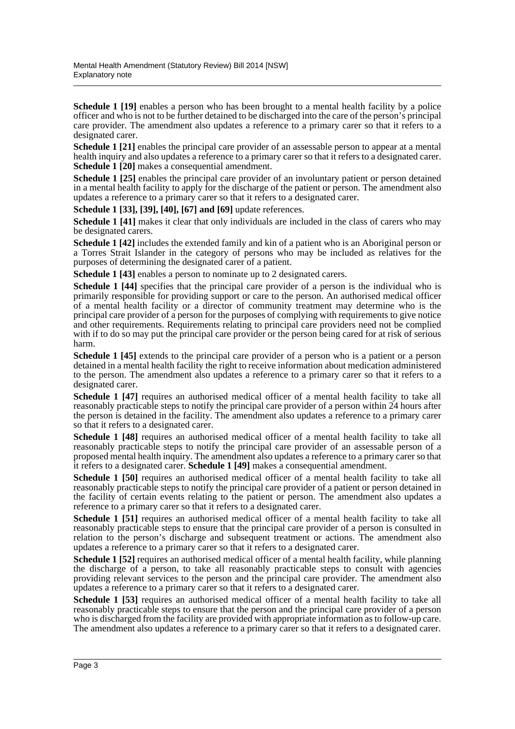**Schedule 1 [19]** enables a person who has been brought to a mental health facility by a police officer and who is not to be further detained to be discharged into the care of the person's principal care provider. The amendment also updates a reference to a primary carer so that it refers to a designated carer.

**Schedule 1 [21]** enables the principal care provider of an assessable person to appear at a mental health inquiry and also updates a reference to a primary carer so that it refers to a designated carer. **Schedule 1 [20]** makes a consequential amendment.

**Schedule 1 [25]** enables the principal care provider of an involuntary patient or person detained in a mental health facility to apply for the discharge of the patient or person. The amendment also updates a reference to a primary carer so that it refers to a designated carer.

**Schedule 1 [33], [39], [40], [67] and [69]** update references.

**Schedule 1 [41]** makes it clear that only individuals are included in the class of carers who may be designated carers.

**Schedule 1 [42]** includes the extended family and kin of a patient who is an Aboriginal person or a Torres Strait Islander in the category of persons who may be included as relatives for the purposes of determining the designated carer of a patient.

**Schedule 1 [43]** enables a person to nominate up to 2 designated carers.

**Schedule 1 [44]** specifies that the principal care provider of a person is the individual who is primarily responsible for providing support or care to the person. An authorised medical officer of a mental health facility or a director of community treatment may determine who is the principal care provider of a person for the purposes of complying with requirements to give notice and other requirements. Requirements relating to principal care providers need not be complied with if to do so may put the principal care provider or the person being cared for at risk of serious harm.

**Schedule 1 [45]** extends to the principal care provider of a person who is a patient or a person detained in a mental health facility the right to receive information about medication administered to the person. The amendment also updates a reference to a primary carer so that it refers to a designated carer.

**Schedule 1 [47]** requires an authorised medical officer of a mental health facility to take all reasonably practicable steps to notify the principal care provider of a person within 24 hours after the person is detained in the facility. The amendment also updates a reference to a primary carer so that it refers to a designated carer.

**Schedule 1 [48]** requires an authorised medical officer of a mental health facility to take all reasonably practicable steps to notify the principal care provider of an assessable person of a proposed mental health inquiry. The amendment also updates a reference to a primary carer so that it refers to a designated carer. **Schedule 1 [49]** makes a consequential amendment.

**Schedule 1 [50]** requires an authorised medical officer of a mental health facility to take all reasonably practicable steps to notify the principal care provider of a patient or person detained in the facility of certain events relating to the patient or person. The amendment also updates a reference to a primary carer so that it refers to a designated carer.

**Schedule 1 [51]** requires an authorised medical officer of a mental health facility to take all reasonably practicable steps to ensure that the principal care provider of a person is consulted in relation to the person's discharge and subsequent treatment or actions. The amendment also updates a reference to a primary carer so that it refers to a designated carer.

**Schedule 1 [52]** requires an authorised medical officer of a mental health facility, while planning the discharge of a person, to take all reasonably practicable steps to consult with agencies providing relevant services to the person and the principal care provider. The amendment also updates a reference to a primary carer so that it refers to a designated carer.

**Schedule 1 [53]** requires an authorised medical officer of a mental health facility to take all reasonably practicable steps to ensure that the person and the principal care provider of a person who is discharged from the facility are provided with appropriate information as to follow-up care. The amendment also updates a reference to a primary carer so that it refers to a designated carer.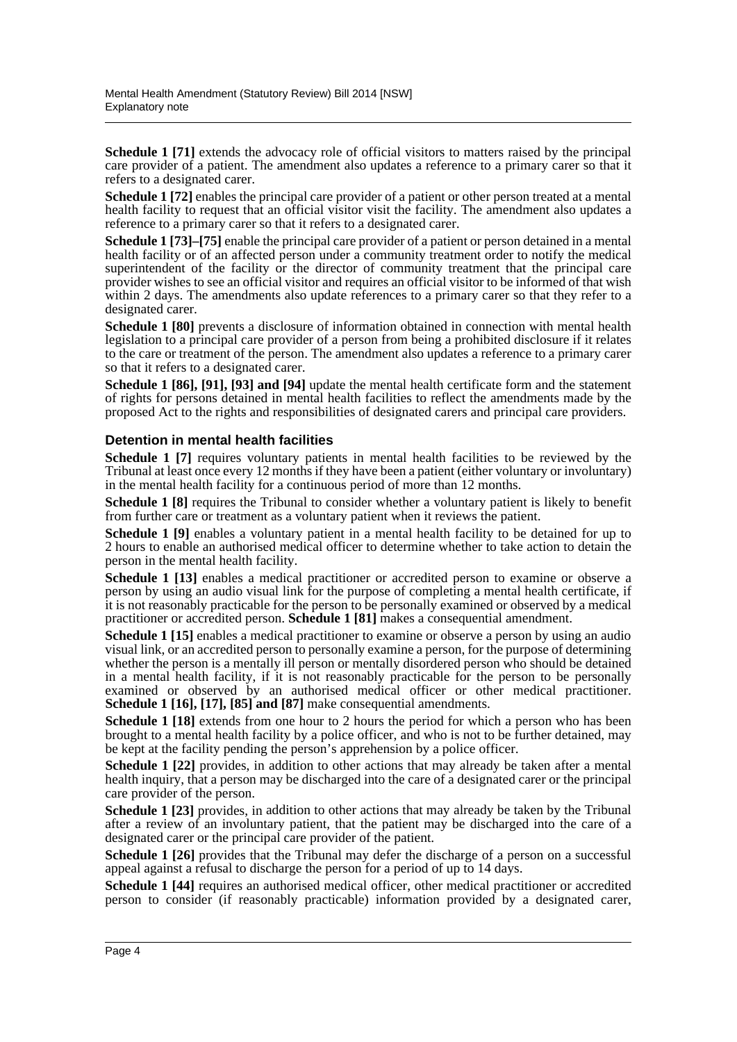**Schedule 1 [71]** extends the advocacy role of official visitors to matters raised by the principal care provider of a patient. The amendment also updates a reference to a primary carer so that it refers to a designated carer.

**Schedule 1 [72]** enables the principal care provider of a patient or other person treated at a mental health facility to request that an official visitor visit the facility. The amendment also updates a reference to a primary carer so that it refers to a designated carer.

**Schedule 1 [73]–[75]** enable the principal care provider of a patient or person detained in a mental health facility or of an affected person under a community treatment order to notify the medical superintendent of the facility or the director of community treatment that the principal care provider wishes to see an official visitor and requires an official visitor to be informed of that wish within 2 days. The amendments also update references to a primary carer so that they refer to a designated carer.

**Schedule 1 [80]** prevents a disclosure of information obtained in connection with mental health legislation to a principal care provider of a person from being a prohibited disclosure if it relates to the care or treatment of the person. The amendment also updates a reference to a primary carer so that it refers to a designated carer.

**Schedule 1 [86], [91], [93] and [94]** update the mental health certificate form and the statement of rights for persons detained in mental health facilities to reflect the amendments made by the proposed Act to the rights and responsibilities of designated carers and principal care providers.

### Detention in mental health facilities

**Schedule 1 [7]** requires voluntary patients in mental health facilities to be reviewed by the Tribunal at least once every 12 months if they have been a patient (either voluntary or involuntary) in the mental health facility for a continuous period of more than 12 months.

**Schedule 1 [8]** requires the Tribunal to consider whether a voluntary patient is likely to benefit from further care or treatment as a voluntary patient when it reviews the patient.

**Schedule 1 [9]** enables a voluntary patient in a mental health facility to be detained for up to 2 hours to enable an authorised medical officer to determine whether to take action to detain the person in the mental health facility.

**Schedule 1 [13]** enables a medical practitioner or accredited person to examine or observe a person by using an audio visual link for the purpose of completing a mental health certificate, if it is not reasonably practicable for the person to be personally examined or observed by a medical practitioner or accredited person. **Schedule 1 [81]** makes a consequential amendment.

**Schedule 1 [15]** enables a medical practitioner to examine or observe a person by using an audio visual link, or an accredited person to personally examine a person, for the purpose of determining whether the person is a mentally ill person or mentally disordered person who should be detained in a mental health facility, if it is not reasonably practicable for the person to be personally examined or observed by an authorised medical officer or other medical practitioner. **Schedule 1 [16], [17], [85] and [87]** make consequential amendments.

**Schedule 1 [18]** extends from one hour to 2 hours the period for which a person who has been brought to a mental health facility by a police officer, and who is not to be further detained, may be kept at the facility pending the person's apprehension by a police officer.

**Schedule 1 [22]** provides, in addition to other actions that may already be taken after a mental health inquiry, that a person may be discharged into the care of a designated carer or the principal care provider of the person.

**Schedule 1 [23]** provides, in addition to other actions that may already be taken by the Tribunal after a review of an involuntary patient, that the patient may be discharged into the care of a designated carer or the principal care provider of the patient.

**Schedule 1 [26]** provides that the Tribunal may defer the discharge of a person on a successful appeal against a refusal to discharge the person for a period of up to 14 days.

**Schedule 1 [44]** requires an authorised medical officer, other medical practitioner or accredited person to consider (if reasonably practicable) information provided by a designated carer,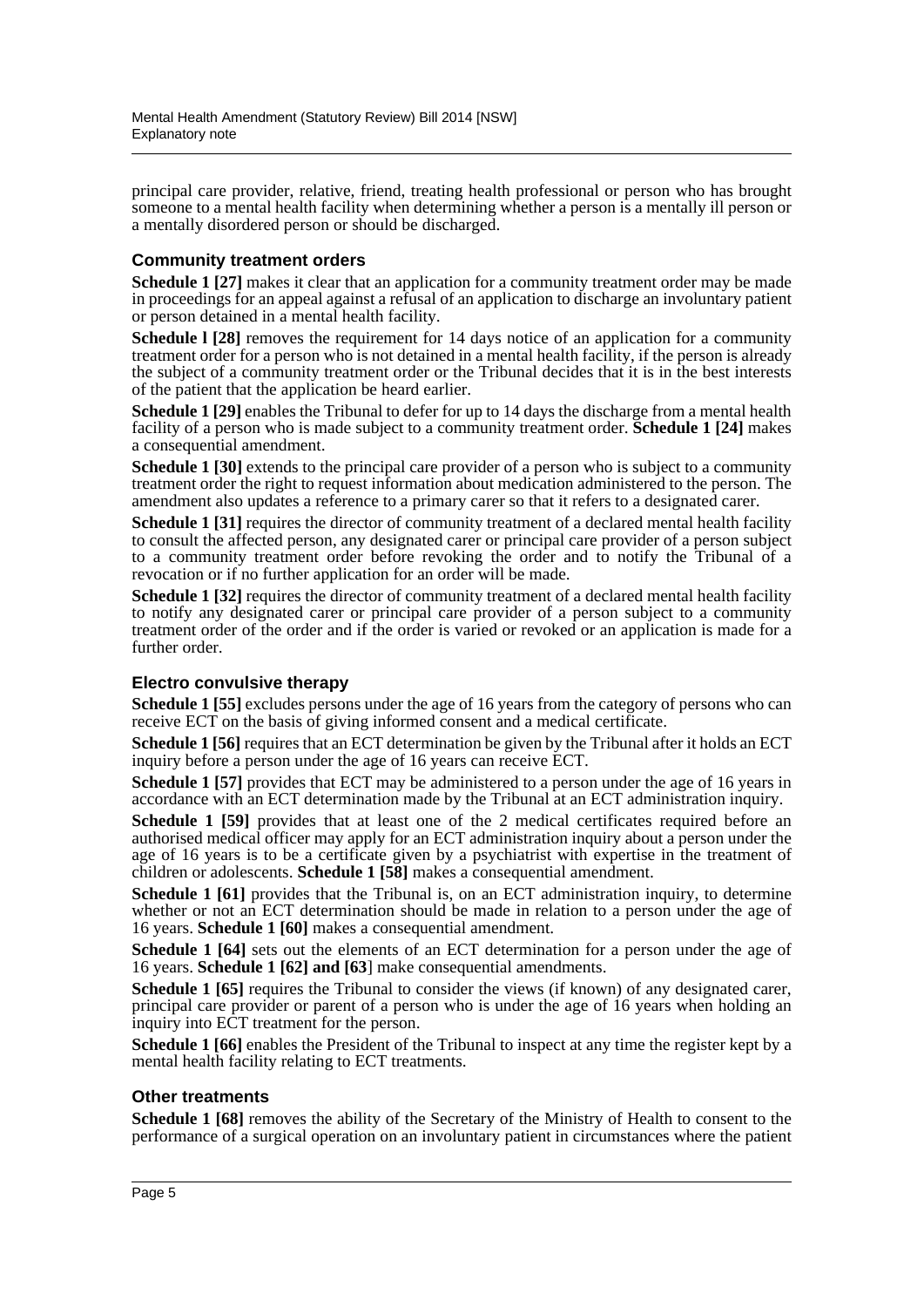principal care provider, relative, friend, treating health professional or person who has brought someone to a mental health facility when determining whether a person is a mentally ill person or a mentally disordered person or should be discharged.

### Community treatment orders

**Schedule 1 [27]** makes it clear that an application for a community treatment order may be made in proceedings for an appeal against a refusal of an application to discharge an involuntary patient or person detained in a mental health facility.

**Schedule l [28]** removes the requirement for 14 days notice of an application for a community treatment order for a person who is not detained in a mental health facility, if the person is already the subject of a community treatment order or the Tribunal decides that it is in the best interests of the patient that the application be heard earlier.

**Schedule 1 [29]** enables the Tribunal to defer for up to 14 days the discharge from a mental health facility of a person who is made subject to a community treatment order. **Schedule 1 [24]** makes a consequential amendment.

**Schedule 1 [30]** extends to the principal care provider of a person who is subject to a community treatment order the right to request information about medication administered to the person. The amendment also updates a reference to a primary carer so that it refers to a designated carer.

**Schedule 1 [31]** requires the director of community treatment of a declared mental health facility to consult the affected person, any designated carer or principal care provider of a person subject to a community treatment order before revoking the order and to notify the Tribunal of a revocation or if no further application for an order will be made.

**Schedule 1 [32]** requires the director of community treatment of a declared mental health facility to notify any designated carer or principal care provider of a person subject to a community treatment order of the order and if the order is varied or revoked or an application is made for a further order.

### Electro convulsive therapy

**Schedule 1 [55]** excludes persons under the age of 16 years from the category of persons who can receive ECT on the basis of giving informed consent and a medical certificate.

**Schedule 1 [56]** requires that an ECT determination be given by the Tribunal after it holds an ECT inquiry before a person under the age of 16 years can receive ECT.

**Schedule 1 [57]** provides that ECT may be administered to a person under the age of 16 years in accordance with an ECT determination made by the Tribunal at an ECT administration inquiry.

**Schedule 1 [59]** provides that at least one of the 2 medical certificates required before an authorised medical officer may apply for an ECT administration inquiry about a person under the age of 16 years is to be a certificate given by a psychiatrist with expertise in the treatment of children or adolescents. **Schedule 1 [58]** makes a consequential amendment.

**Schedule 1 [61]** provides that the Tribunal is, on an ECT administration inquiry, to determine whether or not an ECT determination should be made in relation to a person under the age of 16 years. **Schedule 1 [60]** makes a consequential amendment.

**Schedule 1 [64]** sets out the elements of an ECT determination for a person under the age of 16 years. **Schedule 1 [62] and [63**] make consequential amendments.

**Schedule 1 [65]** requires the Tribunal to consider the views (if known) of any designated carer, principal care provider or parent of a person who is under the age of 16 years when holding an inquiry into ECT treatment for the person.

**Schedule 1 [66]** enables the President of the Tribunal to inspect at any time the register kept by a mental health facility relating to ECT treatments.

### Other treatments

**Schedule 1 [68]** removes the ability of the Secretary of the Ministry of Health to consent to the performance of a surgical operation on an involuntary patient in circumstances where the patient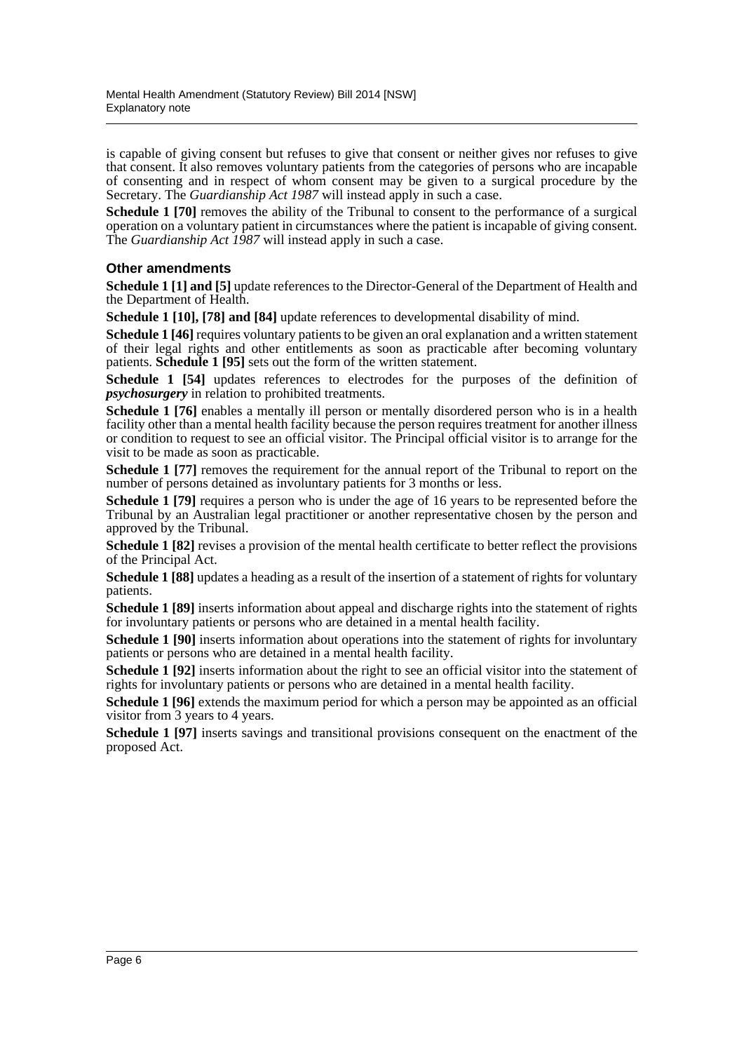is capable of giving consent but refuses to give that consent or neither gives nor refuses to give that consent. It also removes voluntary patients from the categories of persons who are incapable of consenting and in respect of whom consent may be given to a surgical procedure by the Secretary. The *Guardianship Act 1987* will instead apply in such a case.

**Schedule 1 [70]** removes the ability of the Tribunal to consent to the performance of a surgical operation on a voluntary patient in circumstances where the patient is incapable of giving consent. The *Guardianship Act 1987* will instead apply in such a case.

### Other amendments

**Schedule 1 [1] and [5]** update references to the Director-General of the Department of Health and the Department of Health.

**Schedule 1 [10], [78] and [84]** update references to developmental disability of mind.

**Schedule 1 [46]** requires voluntary patients to be given an oral explanation and a written statement of their legal rights and other entitlements as soon as practicable after becoming voluntary patients. **Schedule 1 [95]** sets out the form of the written statement.

**Schedule 1 [54]** updates references to electrodes for the purposes of the definition of ***psychosurgery*** in relation to prohibited treatments.

**Schedule 1 [76]** enables a mentally ill person or mentally disordered person who is in a health facility other than a mental health facility because the person requires treatment for another illness or condition to request to see an official visitor. The Principal official visitor is to arrange for the visit to be made as soon as practicable.

**Schedule 1 [77]** removes the requirement for the annual report of the Tribunal to report on the number of persons detained as involuntary patients for 3 months or less.

**Schedule 1 [79]** requires a person who is under the age of 16 years to be represented before the Tribunal by an Australian legal practitioner or another representative chosen by the person and approved by the Tribunal.

**Schedule 1 [82]** revises a provision of the mental health certificate to better reflect the provisions of the Principal Act.

**Schedule 1 [88]** updates a heading as a result of the insertion of a statement of rights for voluntary patients.

**Schedule 1 [89]** inserts information about appeal and discharge rights into the statement of rights for involuntary patients or persons who are detained in a mental health facility.

**Schedule 1 [90]** inserts information about operations into the statement of rights for involuntary patients or persons who are detained in a mental health facility.

**Schedule 1 [92]** inserts information about the right to see an official visitor into the statement of rights for involuntary patients or persons who are detained in a mental health facility.

**Schedule 1 [96]** extends the maximum period for which a person may be appointed as an official visitor from 3 years to 4 years.

**Schedule 1 [97]** inserts savings and transitional provisions consequent on the enactment of the proposed Act.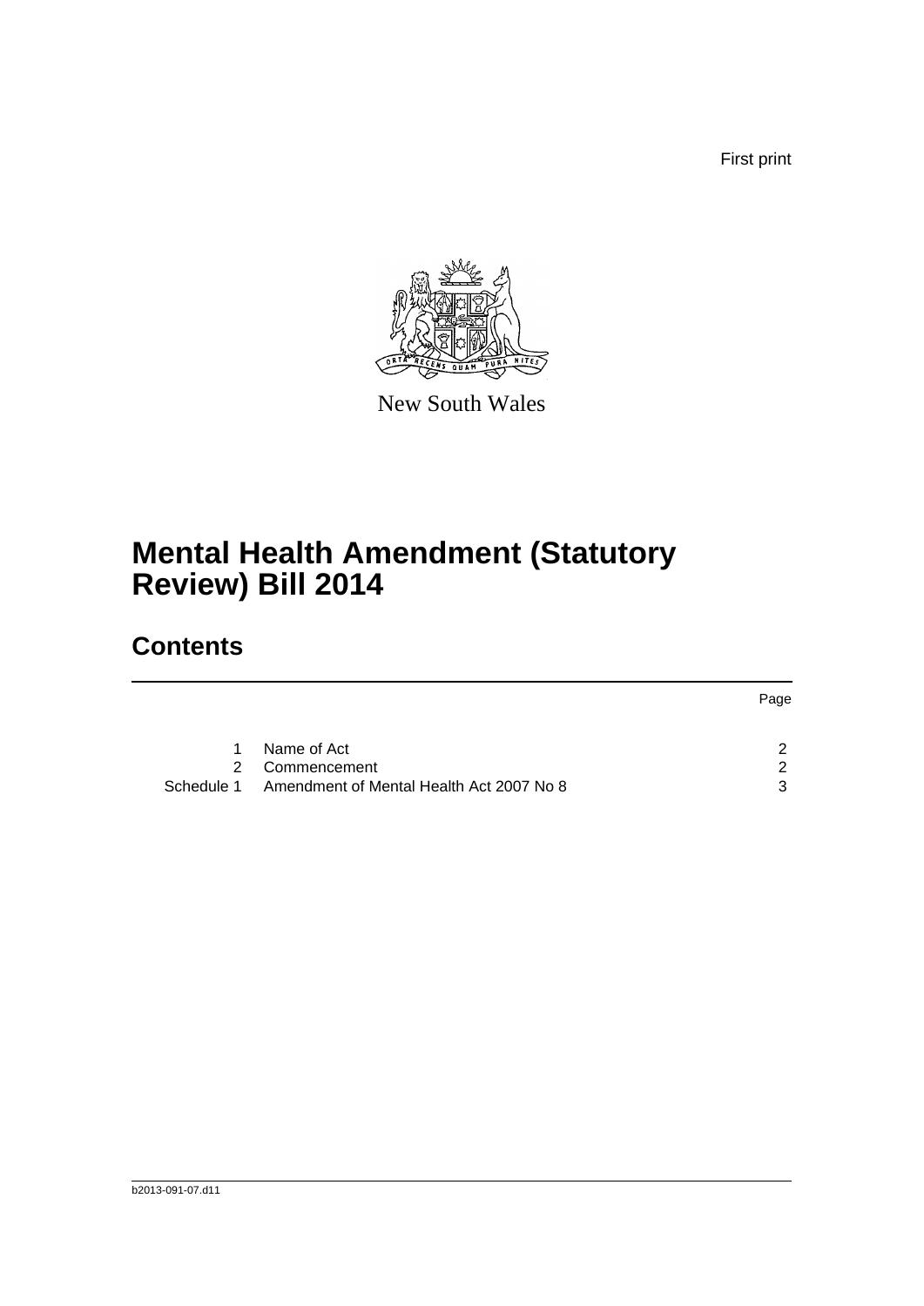First print

New South Wales

# Mental Health Amendment (Statutory Review) Bill 2014

## Contents

| | | Page |
|---|---|---|
| 1 | Name of Act | 2 |
| 2 | Commencement | 2 |
| Schedule 1 | Amendment of Mental Health Act 2007 No 8 | 3 |

b2013-091-07.d11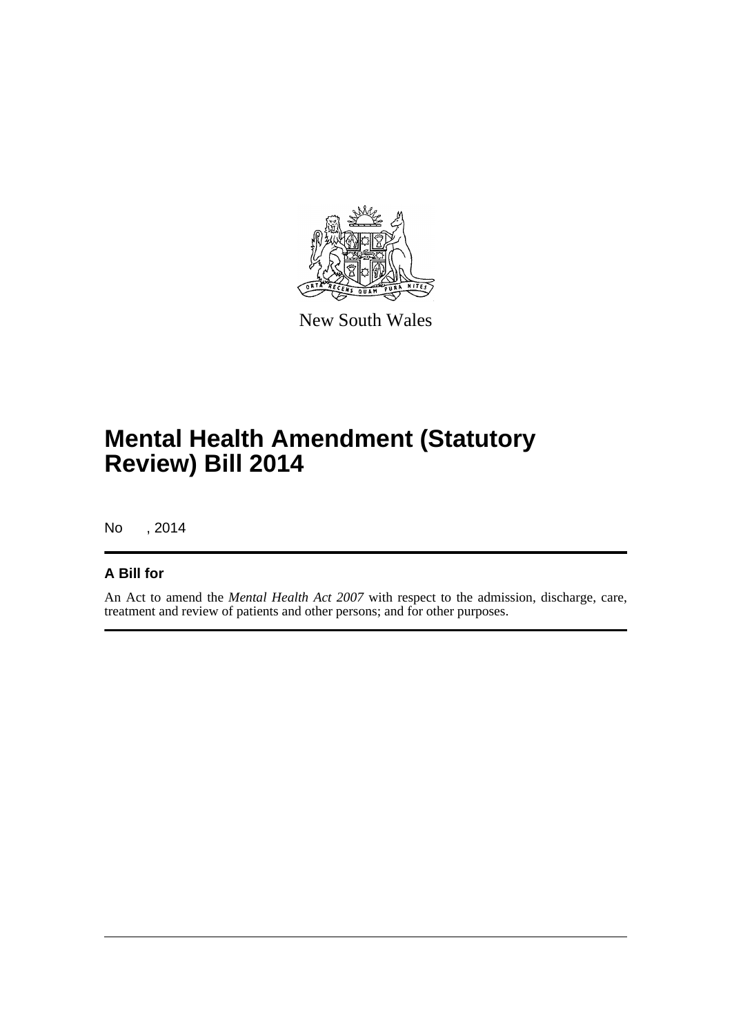New South Wales

# Mental Health Amendment (Statutory Review) Bill 2014

No , 2014

## A Bill for

An Act to amend the *Mental Health Act 2007* with respect to the admission, discharge, care, treatment and review of patients and other persons; and for other purposes.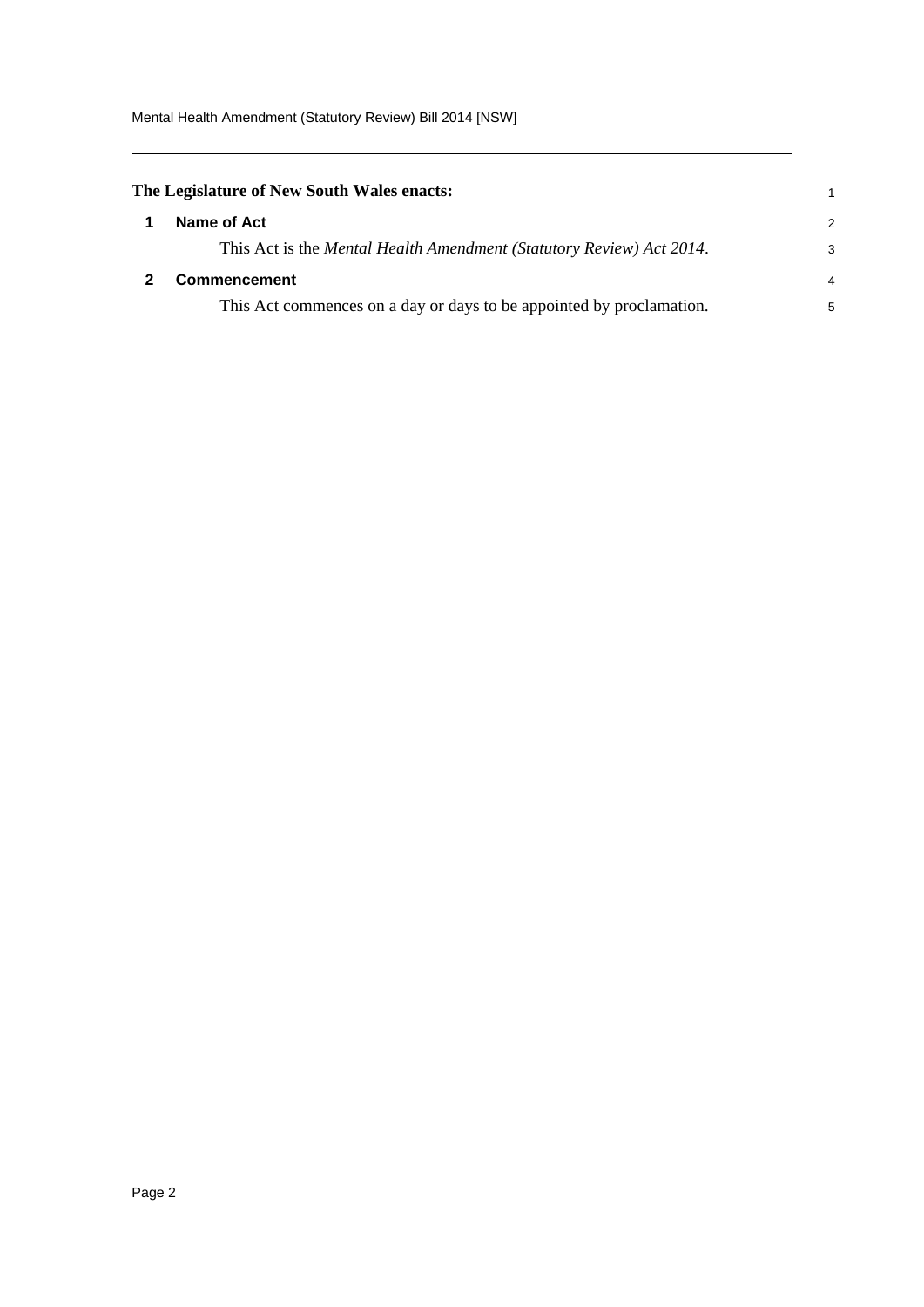**The Legislature of New South Wales enacts:**

## 1 Name of Act

This Act is the *Mental Health Amendment (Statutory Review) Act 2014*.

## 2 Commencement

This Act commences on a day or days to be appointed by proclamation.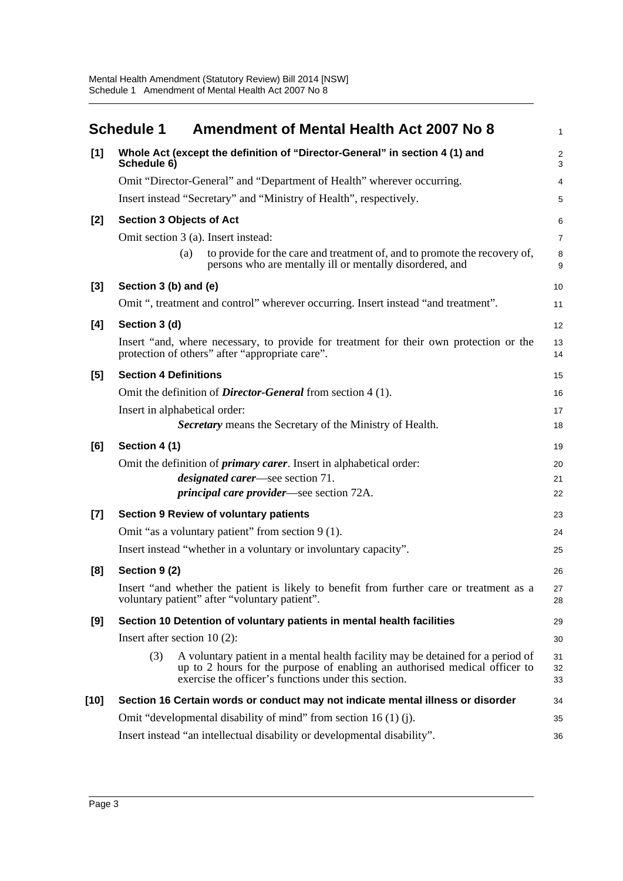## Schedule 1 Amendment of Mental Health Act 2007 No 8

**[1] Whole Act (except the definition of "Director-General" in section 4 (1) and Schedule 6)**

Omit "Director-General" and "Department of Health" wherever occurring.

Insert instead "Secretary" and "Ministry of Health", respectively.

**[2] Section 3 Objects of Act**

Omit section 3 (a). Insert instead:

(a) to provide for the care and treatment of, and to promote the recovery of, persons who are mentally ill or mentally disordered, and

**[3] Section 3 (b) and (e)**

Omit ", treatment and control" wherever occurring. Insert instead "and treatment".

**[4] Section 3 (d)**

Insert "and, where necessary, to provide for treatment for their own protection or the protection of others" after "appropriate care".

**[5] Section 4 Definitions**

Omit the definition of ***Director-General*** from section 4 (1).

Insert in alphabetical order:

***Secretary*** means the Secretary of the Ministry of Health.

**[6] Section 4 (1)**

Omit the definition of ***primary carer***. Insert in alphabetical order:

***designated carer***—see section 71.

***principal care provider***—see section 72A.

**[7] Section 9 Review of voluntary patients**

Omit "as a voluntary patient" from section 9 (1).

Insert instead "whether in a voluntary or involuntary capacity".

**[8] Section 9 (2)**

Insert "and whether the patient is likely to benefit from further care or treatment as a voluntary patient" after "voluntary patient".

**[9] Section 10 Detention of voluntary patients in mental health facilities**

Insert after section 10 (2):

(3) A voluntary patient in a mental health facility may be detained for a period of up to 2 hours for the purpose of enabling an authorised medical officer to exercise the officer's functions under this section.

**[10] Section 16 Certain words or conduct may not indicate mental illness or disorder**

Omit "developmental disability of mind" from section 16 (1) (j).

Insert instead "an intellectual disability or developmental disability".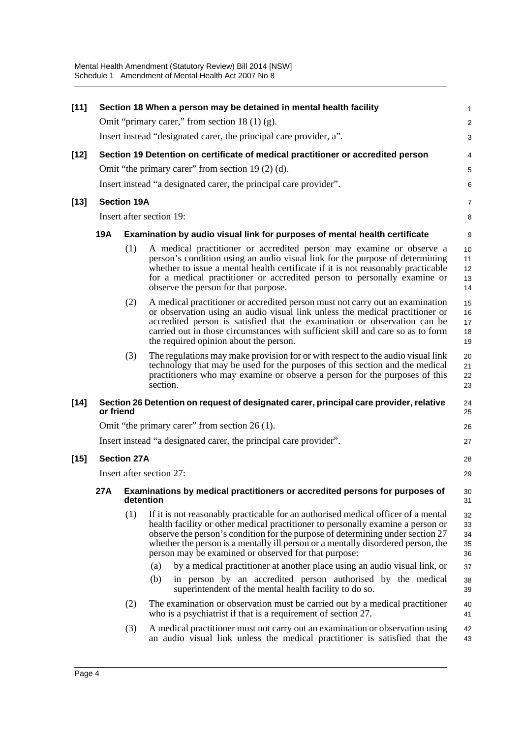**[11] Section 18 When a person may be detained in mental health facility**

Omit "primary carer," from section 18 (1) (g).

Insert instead "designated carer, the principal care provider, a".

**[12] Section 19 Detention on certificate of medical practitioner or accredited person**

Omit "the primary carer" from section 19 (2) (d).

Insert instead "a designated carer, the principal care provider".

**[13] Section 19A**

Insert after section 19:

**19A Examination by audio visual link for purposes of mental health certificate**

(1) A medical practitioner or accredited person may examine or observe a person's condition using an audio visual link for the purpose of determining whether to issue a mental health certificate if it is not reasonably practicable for a medical practitioner or accredited person to personally examine or observe the person for that purpose.

(2) A medical practitioner or accredited person must not carry out an examination or observation using an audio visual link unless the medical practitioner or accredited person is satisfied that the examination or observation can be carried out in those circumstances with sufficient skill and care so as to form the required opinion about the person.

(3) The regulations may make provision for or with respect to the audio visual link technology that may be used for the purposes of this section and the medical practitioners who may examine or observe a person for the purposes of this section.

**[14] Section 26 Detention on request of designated carer, principal care provider, relative or friend**

Omit "the primary carer" from section 26 (1).

Insert instead "a designated carer, the principal care provider".

**[15] Section 27A**

Insert after section 27:

**27A Examinations by medical practitioners or accredited persons for purposes of detention**

(1) If it is not reasonably practicable for an authorised medical officer of a mental health facility or other medical practitioner to personally examine a person or observe the person's condition for the purpose of determining under section 27 whether the person is a mentally ill person or a mentally disordered person, the person may be examined or observed for that purpose:

(a) by a medical practitioner at another place using an audio visual link, or

(b) in person by an accredited person authorised by the medical superintendent of the mental health facility to do so.

(2) The examination or observation must be carried out by a medical practitioner who is a psychiatrist if that is a requirement of section 27.

(3) A medical practitioner must not carry out an examination or observation using an audio visual link unless the medical practitioner is satisfied that the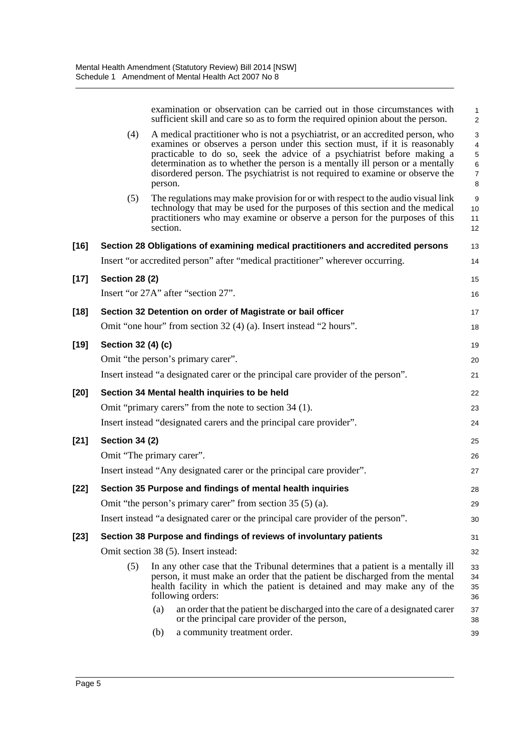examination or observation can be carried out in those circumstances with sufficient skill and care so as to form the required opinion about the person.

(4) A medical practitioner who is not a psychiatrist, or an accredited person, who examines or observes a person under this section must, if it is reasonably practicable to do so, seek the advice of a psychiatrist before making a determination as to whether the person is a mentally ill person or a mentally disordered person. The psychiatrist is not required to examine or observe the person.

(5) The regulations may make provision for or with respect to the audio visual link technology that may be used for the purposes of this section and the medical practitioners who may examine or observe a person for the purposes of this section.

**[16] Section 28 Obligations of examining medical practitioners and accredited persons**

Insert "or accredited person" after "medical practitioner" wherever occurring.

**[17] Section 28 (2)**

Insert "or 27A" after "section 27".

**[18] Section 32 Detention on order of Magistrate or bail officer**

Omit "one hour" from section 32 (4) (a). Insert instead "2 hours".

**[19] Section 32 (4) (c)**

Omit "the person's primary carer".

Insert instead "a designated carer or the principal care provider of the person".

**[20] Section 34 Mental health inquiries to be held**

Omit "primary carers" from the note to section 34 (1).

Insert instead "designated carers and the principal care provider".

**[21] Section 34 (2)**

Omit "The primary carer".

Insert instead "Any designated carer or the principal care provider".

**[22] Section 35 Purpose and findings of mental health inquiries**

Omit "the person's primary carer" from section 35 (5) (a).

Insert instead "a designated carer or the principal care provider of the person".

**[23] Section 38 Purpose and findings of reviews of involuntary patients**

Omit section 38 (5). Insert instead:

(5) In any other case that the Tribunal determines that a patient is a mentally ill person, it must make an order that the patient be discharged from the mental health facility in which the patient is detained and may make any of the following orders:

(a) an order that the patient be discharged into the care of a designated carer or the principal care provider of the person,

(b) a community treatment order.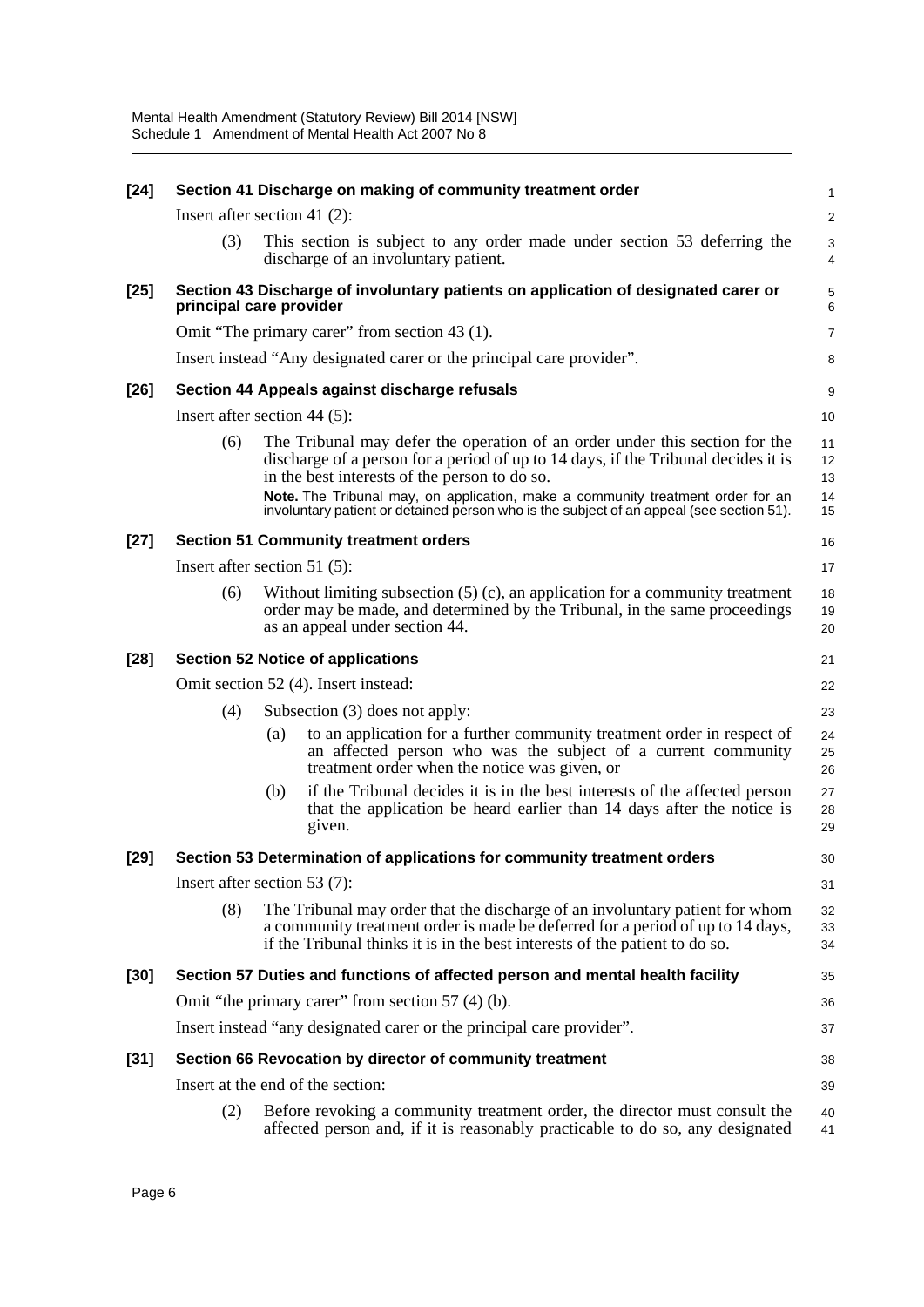**[24] Section 41 Discharge on making of community treatment order**

Insert after section 41 (2):

(3) This section is subject to any order made under section 53 deferring the discharge of an involuntary patient.

**[25] Section 43 Discharge of involuntary patients on application of designated carer or principal care provider**

Omit "The primary carer" from section 43 (1).

Insert instead "Any designated carer or the principal care provider".

**[26] Section 44 Appeals against discharge refusals**

Insert after section 44 (5):

(6) The Tribunal may defer the operation of an order under this section for the discharge of a person for a period of up to 14 days, if the Tribunal decides it is in the best interests of the person to do so.

**Note.** The Tribunal may, on application, make a community treatment order for an involuntary patient or detained person who is the subject of an appeal (see section 51).

**[27] Section 51 Community treatment orders**

Insert after section 51 (5):

(6) Without limiting subsection (5) (c), an application for a community treatment order may be made, and determined by the Tribunal, in the same proceedings as an appeal under section 44.

**[28] Section 52 Notice of applications**

Omit section 52 (4). Insert instead:

(4) Subsection (3) does not apply:

(a) to an application for a further community treatment order in respect of an affected person who was the subject of a current community treatment order when the notice was given, or

(b) if the Tribunal decides it is in the best interests of the affected person that the application be heard earlier than 14 days after the notice is given.

**[29] Section 53 Determination of applications for community treatment orders**

Insert after section 53 (7):

(8) The Tribunal may order that the discharge of an involuntary patient for whom a community treatment order is made be deferred for a period of up to 14 days, if the Tribunal thinks it is in the best interests of the patient to do so.

**[30] Section 57 Duties and functions of affected person and mental health facility**

Omit "the primary carer" from section 57 (4) (b).

Insert instead "any designated carer or the principal care provider".

**[31] Section 66 Revocation by director of community treatment**

Insert at the end of the section:

(2) Before revoking a community treatment order, the director must consult the affected person and, if it is reasonably practicable to do so, any designated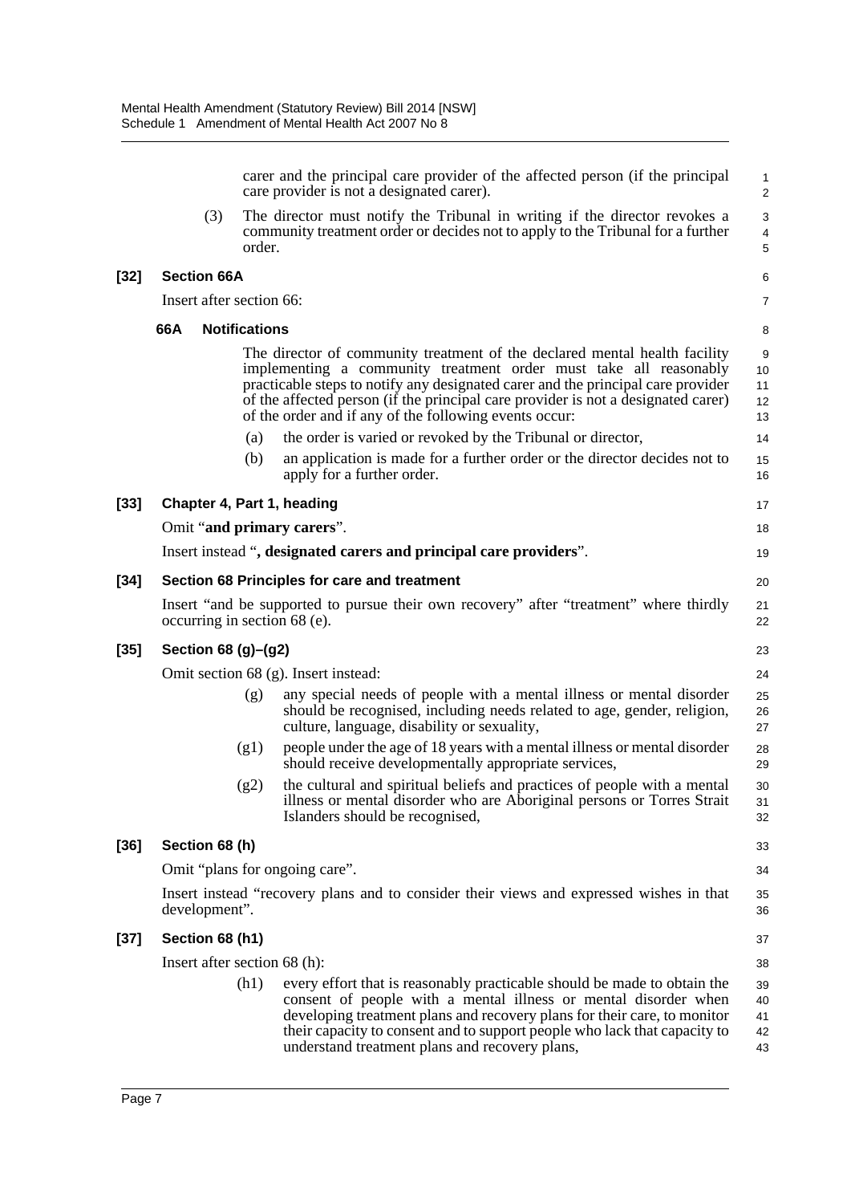carer and the principal care provider of the affected person (if the principal care provider is not a designated carer).

(3) The director must notify the Tribunal in writing if the director revokes a community treatment order or decides not to apply to the Tribunal for a further order.

**[32] Section 66A**

Insert after section 66:

**66A Notifications**

The director of community treatment of the declared mental health facility implementing a community treatment order must take all reasonably practicable steps to notify any designated carer and the principal care provider of the affected person (if the principal care provider is not a designated carer) of the order and if any of the following events occur:

(a) the order is varied or revoked by the Tribunal or director,

(b) an application is made for a further order or the director decides not to apply for a further order.

**[33] Chapter 4, Part 1, heading**

Omit "**and primary carers**".

Insert instead "**, designated carers and principal care providers**".

**[34] Section 68 Principles for care and treatment**

Insert "and be supported to pursue their own recovery" after "treatment" where thirdly occurring in section 68 (e).

**[35] Section 68 (g)–(g2)**

Omit section 68 (g). Insert instead:

(g) any special needs of people with a mental illness or mental disorder should be recognised, including needs related to age, gender, religion, culture, language, disability or sexuality,

(g1) people under the age of 18 years with a mental illness or mental disorder should receive developmentally appropriate services,

(g2) the cultural and spiritual beliefs and practices of people with a mental illness or mental disorder who are Aboriginal persons or Torres Strait Islanders should be recognised,

**[36] Section 68 (h)**

Omit "plans for ongoing care".

Insert instead "recovery plans and to consider their views and expressed wishes in that development".

**[37] Section 68 (h1)**

Insert after section 68 (h):

(h1) every effort that is reasonably practicable should be made to obtain the consent of people with a mental illness or mental disorder when developing treatment plans and recovery plans for their care, to monitor their capacity to consent and to support people who lack that capacity to understand treatment plans and recovery plans,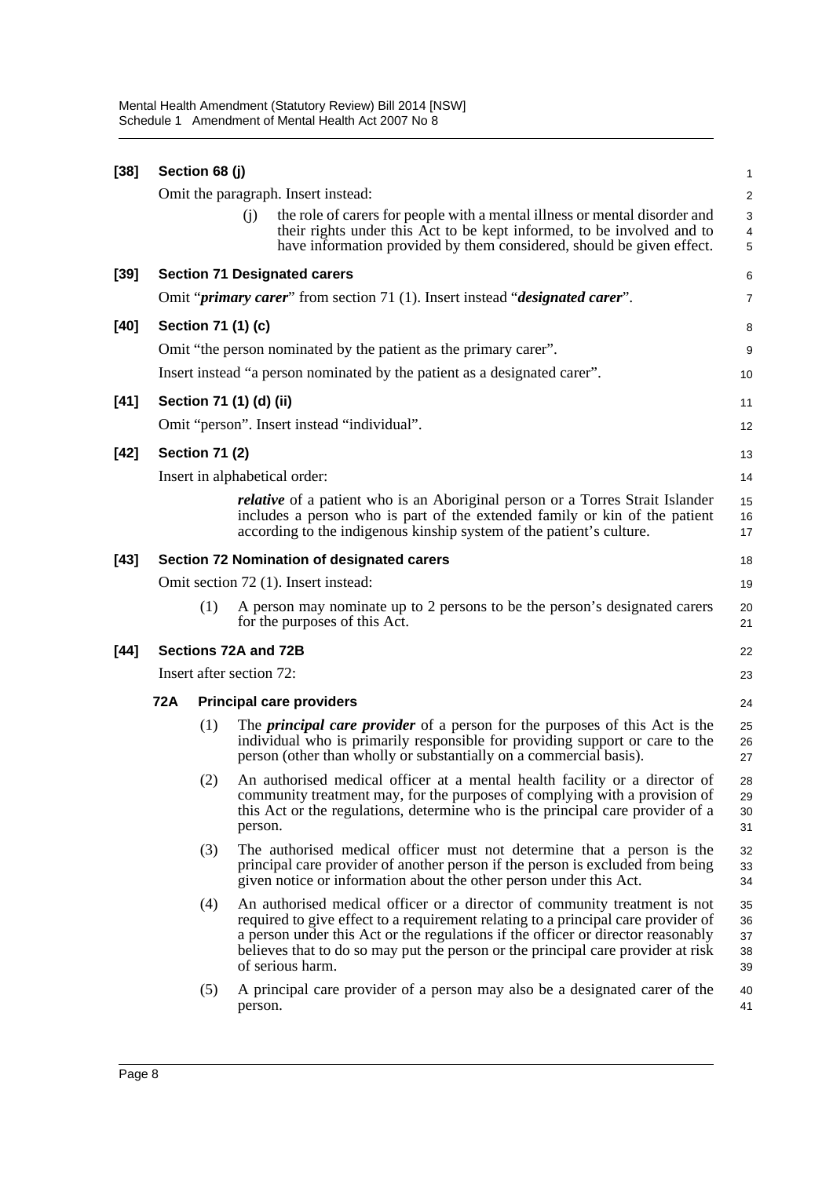**[38] Section 68 (j)**

Omit the paragraph. Insert instead:

(j) the role of carers for people with a mental illness or mental disorder and their rights under this Act to be kept informed, to be involved and to have information provided by them considered, should be given effect.

**[39] Section 71 Designated carers**

Omit "***primary carer***" from section 71 (1). Insert instead "***designated carer***".

**[40] Section 71 (1) (c)**

Omit "the person nominated by the patient as the primary carer".

Insert instead "a person nominated by the patient as a designated carer".

**[41] Section 71 (1) (d) (ii)**

Omit "person". Insert instead "individual".

**[42] Section 71 (2)**

Insert in alphabetical order:

***relative*** of a patient who is an Aboriginal person or a Torres Strait Islander includes a person who is part of the extended family or kin of the patient according to the indigenous kinship system of the patient's culture.

**[43] Section 72 Nomination of designated carers**

Omit section 72 (1). Insert instead:

(1) A person may nominate up to 2 persons to be the person's designated carers for the purposes of this Act.

**[44] Sections 72A and 72B**

Insert after section 72:

**72A Principal care providers**

(1) The ***principal care provider*** of a person for the purposes of this Act is the individual who is primarily responsible for providing support or care to the person (other than wholly or substantially on a commercial basis).

(2) An authorised medical officer at a mental health facility or a director of community treatment may, for the purposes of complying with a provision of this Act or the regulations, determine who is the principal care provider of a person.

(3) The authorised medical officer must not determine that a person is the principal care provider of another person if the person is excluded from being given notice or information about the other person under this Act.

(4) An authorised medical officer or a director of community treatment is not required to give effect to a requirement relating to a principal care provider of a person under this Act or the regulations if the officer or director reasonably believes that to do so may put the person or the principal care provider at risk of serious harm.

(5) A principal care provider of a person may also be a designated carer of the person.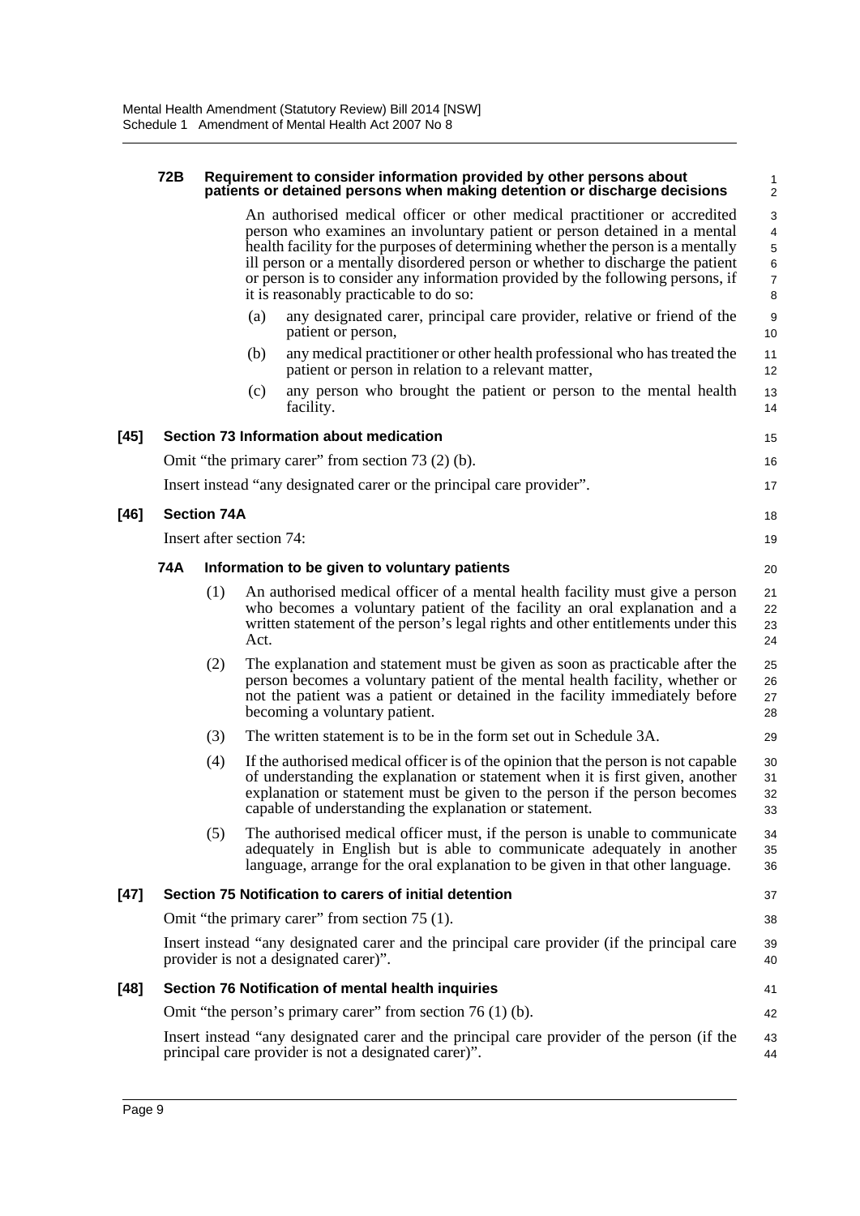#### 72B Requirement to consider information provided by other persons about patients or detained persons when making detention or discharge decisions

An authorised medical officer or other medical practitioner or accredited person who examines an involuntary patient or person detained in a mental health facility for the purposes of determining whether the person is a mentally ill person or a mentally disordered person or whether to discharge the patient or person is to consider any information provided by the following persons, if it is reasonably practicable to do so:

(a) any designated carer, principal care provider, relative or friend of the patient or person,

(b) any medical practitioner or other health professional who has treated the patient or person in relation to a relevant matter,

(c) any person who brought the patient or person to the mental health facility.

### [45] Section 73 Information about medication

Omit "the primary carer" from section 73 (2) (b).

Insert instead "any designated carer or the principal care provider".

### [46] Section 74A

Insert after section 74:

#### 74A Information to be given to voluntary patients

(1) An authorised medical officer of a mental health facility must give a person who becomes a voluntary patient of the facility an oral explanation and a written statement of the person's legal rights and other entitlements under this Act.

(2) The explanation and statement must be given as soon as practicable after the person becomes a voluntary patient of the mental health facility, whether or not the patient was a patient or detained in the facility immediately before becoming a voluntary patient.

(3) The written statement is to be in the form set out in Schedule 3A.

(4) If the authorised medical officer is of the opinion that the person is not capable of understanding the explanation or statement when it is first given, another explanation or statement must be given to the person if the person becomes capable of understanding the explanation or statement.

(5) The authorised medical officer must, if the person is unable to communicate adequately in English but is able to communicate adequately in another language, arrange for the oral explanation to be given in that other language.

### [47] Section 75 Notification to carers of initial detention

Omit "the primary carer" from section 75 (1).

Insert instead "any designated carer and the principal care provider (if the principal care provider is not a designated carer)".

### [48] Section 76 Notification of mental health inquiries

Omit "the person's primary carer" from section 76 (1) (b).

Insert instead "any designated carer and the principal care provider of the person (if the principal care provider is not a designated carer)".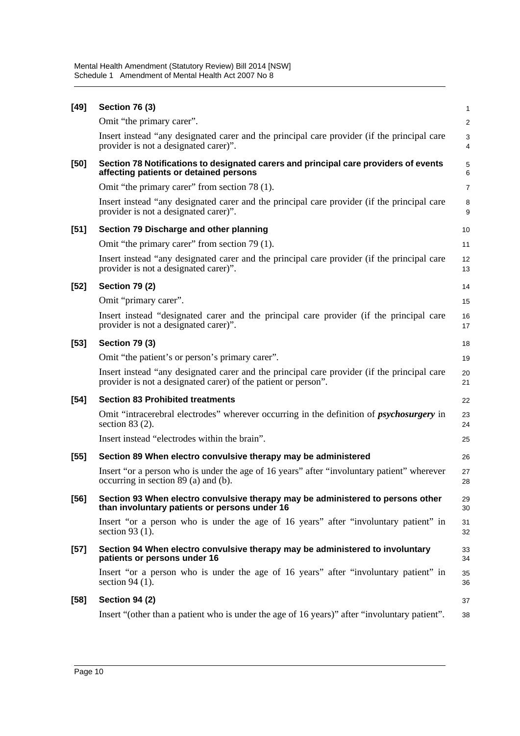**[49] Section 76 (3)**

Omit "the primary carer".

Insert instead "any designated carer and the principal care provider (if the principal care provider is not a designated carer)".

**[50] Section 78 Notifications to designated carers and principal care providers of events affecting patients or detained persons**

Omit "the primary carer" from section 78 (1).

Insert instead "any designated carer and the principal care provider (if the principal care provider is not a designated carer)".

**[51] Section 79 Discharge and other planning**

Omit "the primary carer" from section 79 (1).

Insert instead "any designated carer and the principal care provider (if the principal care provider is not a designated carer)".

**[52] Section 79 (2)**

Omit "primary carer".

Insert instead "designated carer and the principal care provider (if the principal care provider is not a designated carer)".

**[53] Section 79 (3)**

Omit "the patient's or person's primary carer".

Insert instead "any designated carer and the principal care provider (if the principal care provider is not a designated carer) of the patient or person".

**[54] Section 83 Prohibited treatments**

Omit "intracerebral electrodes" wherever occurring in the definition of ***psychosurgery*** in section 83 (2).

Insert instead "electrodes within the brain".

**[55] Section 89 When electro convulsive therapy may be administered**

Insert "or a person who is under the age of 16 years" after "involuntary patient" wherever occurring in section 89 (a) and (b).

**[56] Section 93 When electro convulsive therapy may be administered to persons other than involuntary patients or persons under 16**

Insert "or a person who is under the age of 16 years" after "involuntary patient" in section 93 (1).

**[57] Section 94 When electro convulsive therapy may be administered to involuntary patients or persons under 16**

Insert "or a person who is under the age of 16 years" after "involuntary patient" in section 94 (1).

**[58] Section 94 (2)**

Insert "(other than a patient who is under the age of 16 years)" after "involuntary patient".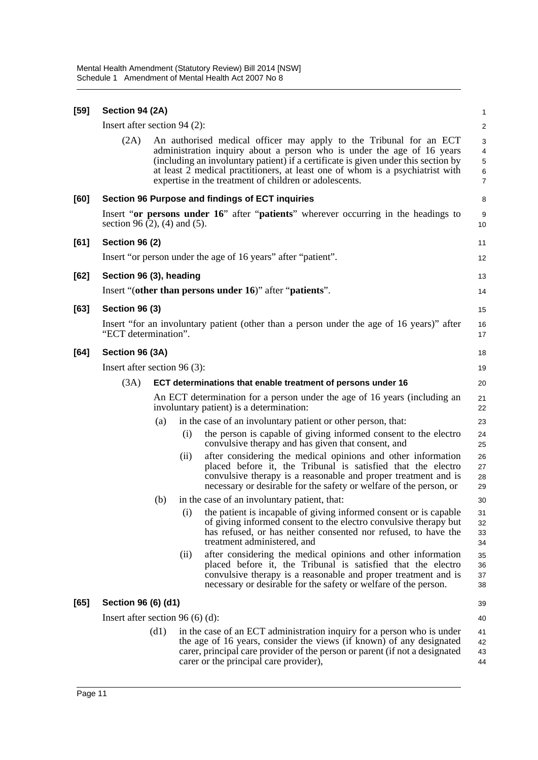**[59] Section 94 (2A)**

Insert after section 94 (2):

(2A) An authorised medical officer may apply to the Tribunal for an ECT administration inquiry about a person who is under the age of 16 years (including an involuntary patient) if a certificate is given under this section by at least 2 medical practitioners, at least one of whom is a psychiatrist with expertise in the treatment of children or adolescents.

**[60] Section 96 Purpose and findings of ECT inquiries**

Insert "**or persons under 16**" after "**patients**" wherever occurring in the headings to section 96 (2), (4) and (5).

**[61] Section 96 (2)**

Insert "or person under the age of 16 years" after "patient".

**[62] Section 96 (3), heading**

Insert "(**other than persons under 16**)" after "**patients**".

**[63] Section 96 (3)**

Insert "for an involuntary patient (other than a person under the age of 16 years)" after "ECT determination".

**[64] Section 96 (3A)**

Insert after section 96 (3):

(3A) **ECT determinations that enable treatment of persons under 16**

An ECT determination for a person under the age of 16 years (including an involuntary patient) is a determination:

(a) in the case of an involuntary patient or other person, that:

(i) the person is capable of giving informed consent to the electro convulsive therapy and has given that consent, and

(ii) after considering the medical opinions and other information placed before it, the Tribunal is satisfied that the electro convulsive therapy is a reasonable and proper treatment and is necessary or desirable for the safety or welfare of the person, or

(b) in the case of an involuntary patient, that:

(i) the patient is incapable of giving informed consent or is capable of giving informed consent to the electro convulsive therapy but has refused, or has neither consented nor refused, to have the treatment administered, and

(ii) after considering the medical opinions and other information placed before it, the Tribunal is satisfied that the electro convulsive therapy is a reasonable and proper treatment and is necessary or desirable for the safety or welfare of the person.

**[65] Section 96 (6) (d1)**

Insert after section 96 (6) (d):

(d1) in the case of an ECT administration inquiry for a person who is under the age of 16 years, consider the views (if known) of any designated carer, principal care provider of the person or parent (if not a designated carer or the principal care provider),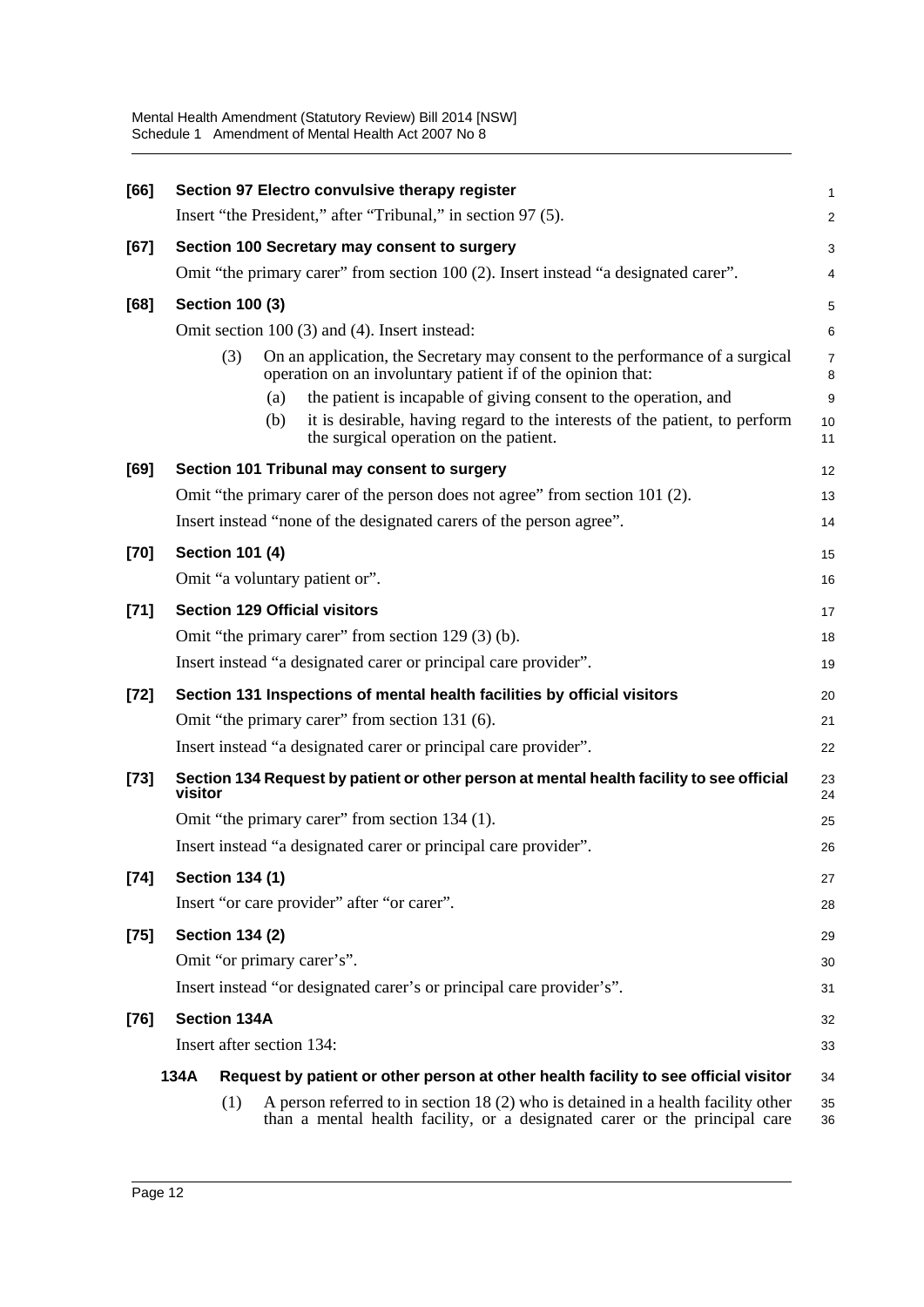**[66] Section 97 Electro convulsive therapy register**

Insert "the President," after "Tribunal," in section 97 (5).

**[67] Section 100 Secretary may consent to surgery**

Omit "the primary carer" from section 100 (2). Insert instead "a designated carer".

**[68] Section 100 (3)**

Omit section 100 (3) and (4). Insert instead:

(3) On an application, the Secretary may consent to the performance of a surgical operation on an involuntary patient if of the opinion that:

(a) the patient is incapable of giving consent to the operation, and

(b) it is desirable, having regard to the interests of the patient, to perform the surgical operation on the patient.

**[69] Section 101 Tribunal may consent to surgery**

Omit "the primary carer of the person does not agree" from section 101 (2).

Insert instead "none of the designated carers of the person agree".

**[70] Section 101 (4)**

Omit "a voluntary patient or".

**[71] Section 129 Official visitors**

Omit "the primary carer" from section 129 (3) (b).

Insert instead "a designated carer or principal care provider".

**[72] Section 131 Inspections of mental health facilities by official visitors**

Omit "the primary carer" from section 131 (6).

Insert instead "a designated carer or principal care provider".

**[73] Section 134 Request by patient or other person at mental health facility to see official visitor**

Omit "the primary carer" from section 134 (1).

Insert instead "a designated carer or principal care provider".

**[74] Section 134 (1)**

Insert "or care provider" after "or carer".

**[75] Section 134 (2)**

Omit "or primary carer's".

Insert instead "or designated carer's or principal care provider's".

**[76] Section 134A**

Insert after section 134:

**134A Request by patient or other person at other health facility to see official visitor**

(1) A person referred to in section 18 (2) who is detained in a health facility other than a mental health facility, or a designated carer or the principal care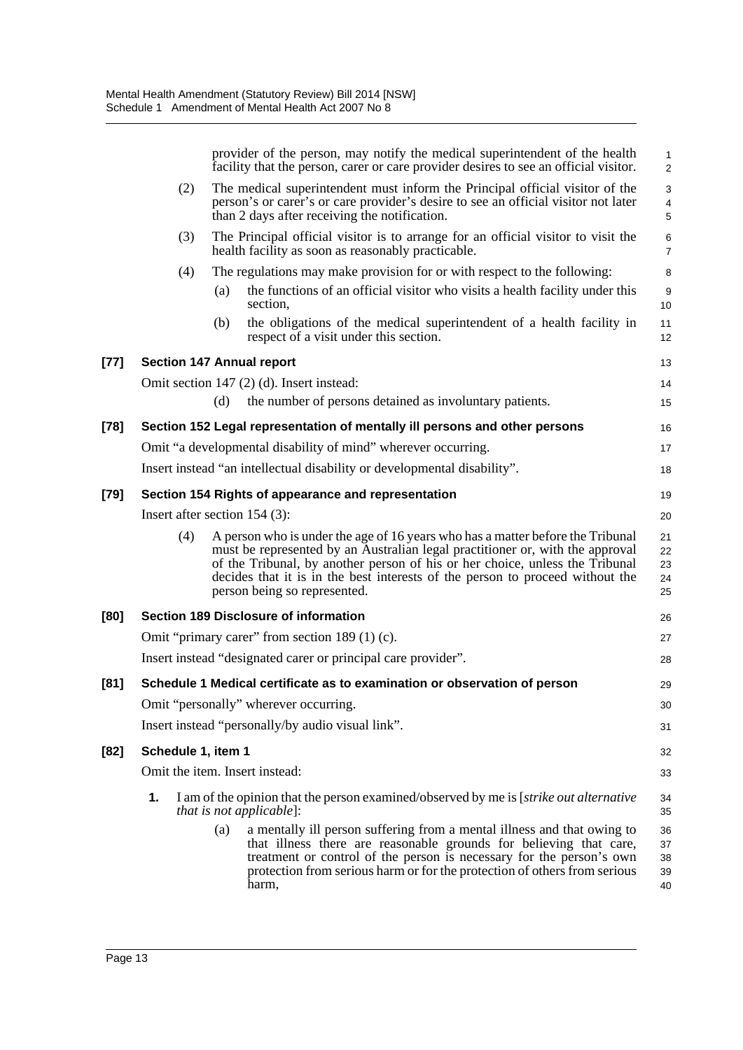provider of the person, may notify the medical superintendent of the health facility that the person, carer or care provider desires to see an official visitor.

(2) The medical superintendent must inform the Principal official visitor of the person's or carer's or care provider's desire to see an official visitor not later than 2 days after receiving the notification.

(3) The Principal official visitor is to arrange for an official visitor to visit the health facility as soon as reasonably practicable.

(4) The regulations may make provision for or with respect to the following:

(a) the functions of an official visitor who visits a health facility under this section,

(b) the obligations of the medical superintendent of a health facility in respect of a visit under this section.

**[77] Section 147 Annual report**

Omit section 147 (2) (d). Insert instead:

(d) the number of persons detained as involuntary patients.

**[78] Section 152 Legal representation of mentally ill persons and other persons**

Omit "a developmental disability of mind" wherever occurring.

Insert instead "an intellectual disability or developmental disability".

**[79] Section 154 Rights of appearance and representation**

Insert after section 154 (3):

(4) A person who is under the age of 16 years who has a matter before the Tribunal must be represented by an Australian legal practitioner or, with the approval of the Tribunal, by another person of his or her choice, unless the Tribunal decides that it is in the best interests of the person to proceed without the person being so represented.

**[80] Section 189 Disclosure of information**

Omit "primary carer" from section 189 (1) (c).

Insert instead "designated carer or principal care provider".

**[81] Schedule 1 Medical certificate as to examination or observation of person**

Omit "personally" wherever occurring.

Insert instead "personally/by audio visual link".

**[82] Schedule 1, item 1**

Omit the item. Insert instead:

**1.** I am of the opinion that the person examined/observed by me is [*strike out alternative that is not applicable*]:

(a) a mentally ill person suffering from a mental illness and that owing to that illness there are reasonable grounds for believing that care, treatment or control of the person is necessary for the person's own protection from serious harm or for the protection of others from serious harm,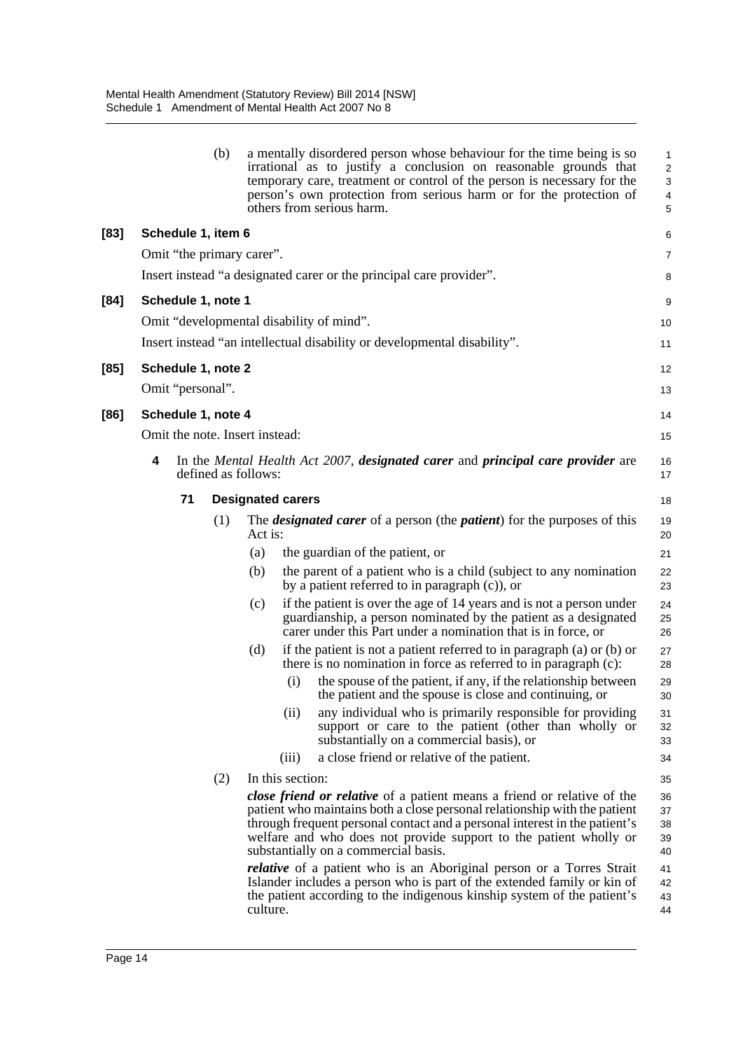(b) a mentally disordered person whose behaviour for the time being is so irrational as to justify a conclusion on reasonable grounds that temporary care, treatment or control of the person is necessary for the person's own protection from serious harm or for the protection of others from serious harm.

**[83] Schedule 1, item 6**

Omit "the primary carer".

Insert instead "a designated carer or the principal care provider".

**[84] Schedule 1, note 1**

Omit "developmental disability of mind".

Insert instead "an intellectual disability or developmental disability".

**[85] Schedule 1, note 2**

Omit "personal".

**[86] Schedule 1, note 4**

Omit the note. Insert instead:

**4** In the *Mental Health Act 2007*, ***designated carer*** and ***principal care provider*** are defined as follows:

**71 Designated carers**

(1) The ***designated carer*** of a person (the ***patient***) for the purposes of this Act is:

(a) the guardian of the patient, or

(b) the parent of a patient who is a child (subject to any nomination by a patient referred to in paragraph (c)), or

(c) if the patient is over the age of 14 years and is not a person under guardianship, a person nominated by the patient as a designated carer under this Part under a nomination that is in force, or

(d) if the patient is not a patient referred to in paragraph (a) or (b) or there is no nomination in force as referred to in paragraph (c):

(i) the spouse of the patient, if any, if the relationship between the patient and the spouse is close and continuing, or

(ii) any individual who is primarily responsible for providing support or care to the patient (other than wholly or substantially on a commercial basis), or

(iii) a close friend or relative of the patient.

(2) In this section:

***close friend or relative*** of a patient means a friend or relative of the patient who maintains both a close personal relationship with the patient through frequent personal contact and a personal interest in the patient's welfare and who does not provide support to the patient wholly or substantially on a commercial basis.

***relative*** of a patient who is an Aboriginal person or a Torres Strait Islander includes a person who is part of the extended family or kin of the patient according to the indigenous kinship system of the patient's culture.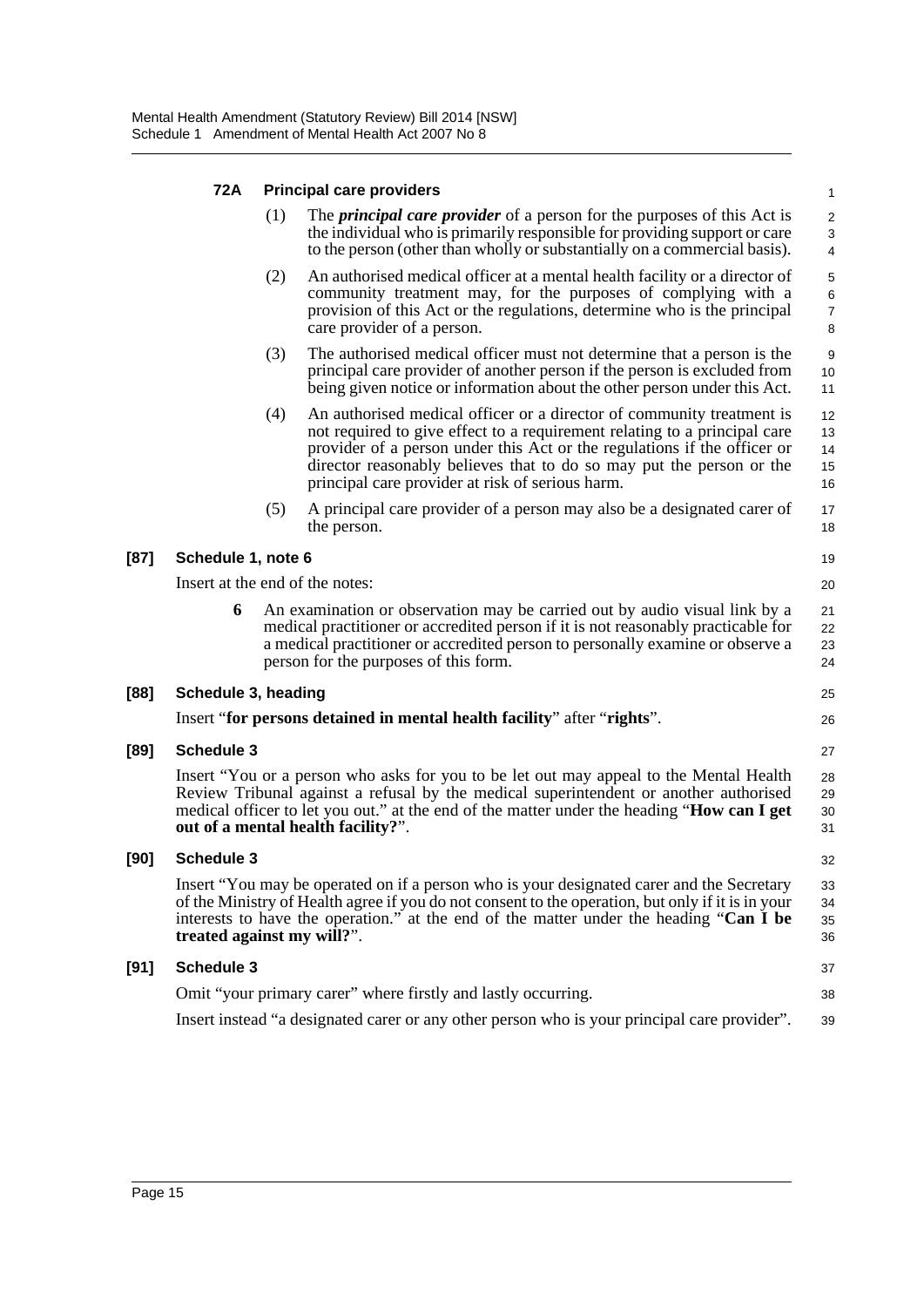### 72A Principal care providers

(1) The ***principal care provider*** of a person for the purposes of this Act is the individual who is primarily responsible for providing support or care to the person (other than wholly or substantially on a commercial basis).

(2) An authorised medical officer at a mental health facility or a director of community treatment may, for the purposes of complying with a provision of this Act or the regulations, determine who is the principal care provider of a person.

(3) The authorised medical officer must not determine that a person is the principal care provider of another person if the person is excluded from being given notice or information about the other person under this Act.

(4) An authorised medical officer or a director of community treatment is not required to give effect to a requirement relating to a principal care provider of a person under this Act or the regulations if the officer or director reasonably believes that to do so may put the person or the principal care provider at risk of serious harm.

(5) A principal care provider of a person may also be a designated carer of the person.

**[87] Schedule 1, note 6**

Insert at the end of the notes:

**6** An examination or observation may be carried out by audio visual link by a medical practitioner or accredited person if it is not reasonably practicable for a medical practitioner or accredited person to personally examine or observe a person for the purposes of this form.

**[88] Schedule 3, heading**

Insert "**for persons detained in mental health facility**" after "**rights**".

**[89] Schedule 3**

Insert "You or a person who asks for you to be let out may appeal to the Mental Health Review Tribunal against a refusal by the medical superintendent or another authorised medical officer to let you out." at the end of the matter under the heading "**How can I get out of a mental health facility?**".

**[90] Schedule 3**

Insert "You may be operated on if a person who is your designated carer and the Secretary of the Ministry of Health agree if you do not consent to the operation, but only if it is in your interests to have the operation." at the end of the matter under the heading "**Can I be treated against my will?**".

**[91] Schedule 3**

Omit "your primary carer" where firstly and lastly occurring.

Insert instead "a designated carer or any other person who is your principal care provider".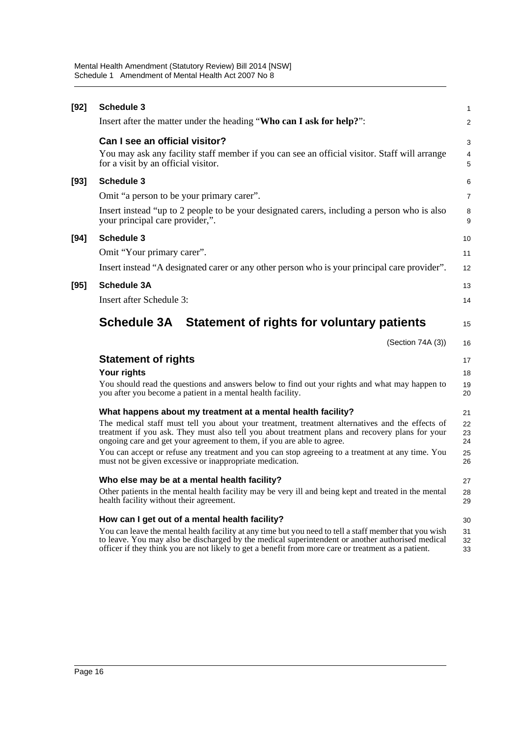**[92] Schedule 3**

Insert after the matter under the heading "**Who can I ask for help?**":

### Can I see an official visitor?

You may ask any facility staff member if you can see an official visitor. Staff will arrange for a visit by an official visitor.

**[93] Schedule 3**

Omit "a person to be your primary carer".

Insert instead "up to 2 people to be your designated carers, including a person who is also your principal care provider,".

**[94] Schedule 3**

Omit "Your primary carer".

Insert instead "A designated carer or any other person who is your principal care provider".

**[95] Schedule 3A**

Insert after Schedule 3:

# Schedule 3A Statement of rights for voluntary patients

(Section 74A (3))

## Statement of rights

### Your rights

You should read the questions and answers below to find out your rights and what may happen to you after you become a patient in a mental health facility.

### What happens about my treatment at a mental health facility?

The medical staff must tell you about your treatment, treatment alternatives and the effects of treatment if you ask. They must also tell you about treatment plans and recovery plans for your ongoing care and get your agreement to them, if you are able to agree.

You can accept or refuse any treatment and you can stop agreeing to a treatment at any time. You must not be given excessive or inappropriate medication.

### Who else may be at a mental health facility?

Other patients in the mental health facility may be very ill and being kept and treated in the mental health facility without their agreement.

### How can I get out of a mental health facility?

You can leave the mental health facility at any time but you need to tell a staff member that you wish to leave. You may also be discharged by the medical superintendent or another authorised medical officer if they think you are not likely to get a benefit from more care or treatment as a patient.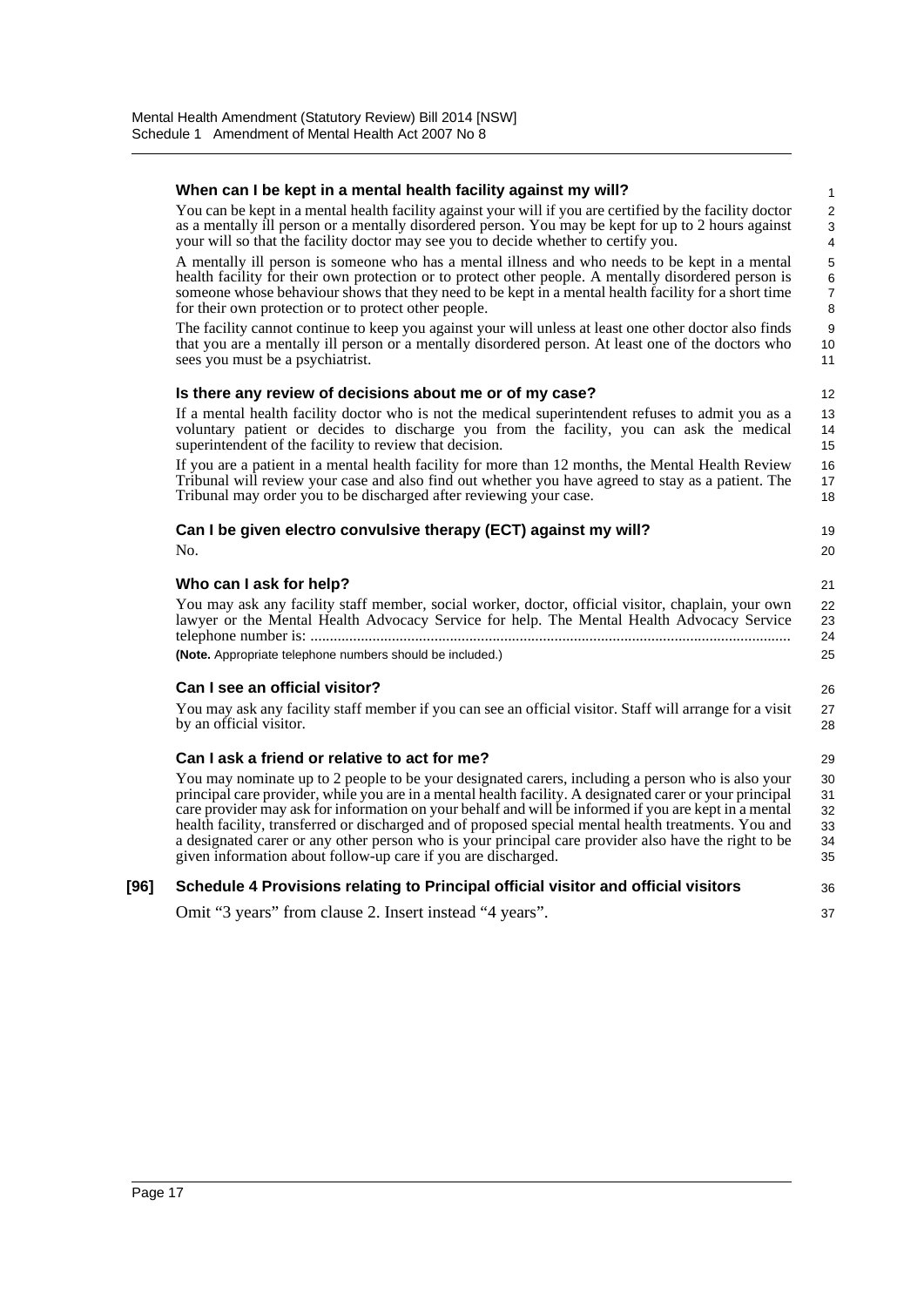### When can I be kept in a mental health facility against my will?

You can be kept in a mental health facility against your will if you are certified by the facility doctor as a mentally ill person or a mentally disordered person. You may be kept for up to 2 hours against your will so that the facility doctor may see you to decide whether to certify you.

A mentally ill person is someone who has a mental illness and who needs to be kept in a mental health facility for their own protection or to protect other people. A mentally disordered person is someone whose behaviour shows that they need to be kept in a mental health facility for a short time for their own protection or to protect other people.

The facility cannot continue to keep you against your will unless at least one other doctor also finds that you are a mentally ill person or a mentally disordered person. At least one of the doctors who sees you must be a psychiatrist.

### Is there any review of decisions about me or of my case?

If a mental health facility doctor who is not the medical superintendent refuses to admit you as a voluntary patient or decides to discharge you from the facility, you can ask the medical superintendent of the facility to review that decision.

If you are a patient in a mental health facility for more than 12 months, the Mental Health Review Tribunal will review your case and also find out whether you have agreed to stay as a patient. The Tribunal may order you to be discharged after reviewing your case.

### Can I be given electro convulsive therapy (ECT) against my will?

No.

### Who can I ask for help?

You may ask any facility staff member, social worker, doctor, official visitor, chaplain, your own lawyer or the Mental Health Advocacy Service for help. The Mental Health Advocacy Service telephone number is: ..........................................................................................................................

**(Note.** Appropriate telephone numbers should be included.)

### Can I see an official visitor?

You may ask any facility staff member if you can see an official visitor. Staff will arrange for a visit by an official visitor.

### Can I ask a friend or relative to act for me?

You may nominate up to 2 people to be your designated carers, including a person who is also your principal care provider, while you are in a mental health facility. A designated carer or your principal care provider may ask for information on your behalf and will be informed if you are kept in a mental health facility, transferred or discharged and of proposed special mental health treatments. You and a designated carer or any other person who is your principal care provider also have the right to be given information about follow-up care if you are discharged.

## [96] Schedule 4 Provisions relating to Principal official visitor and official visitors

Omit "3 years" from clause 2. Insert instead "4 years".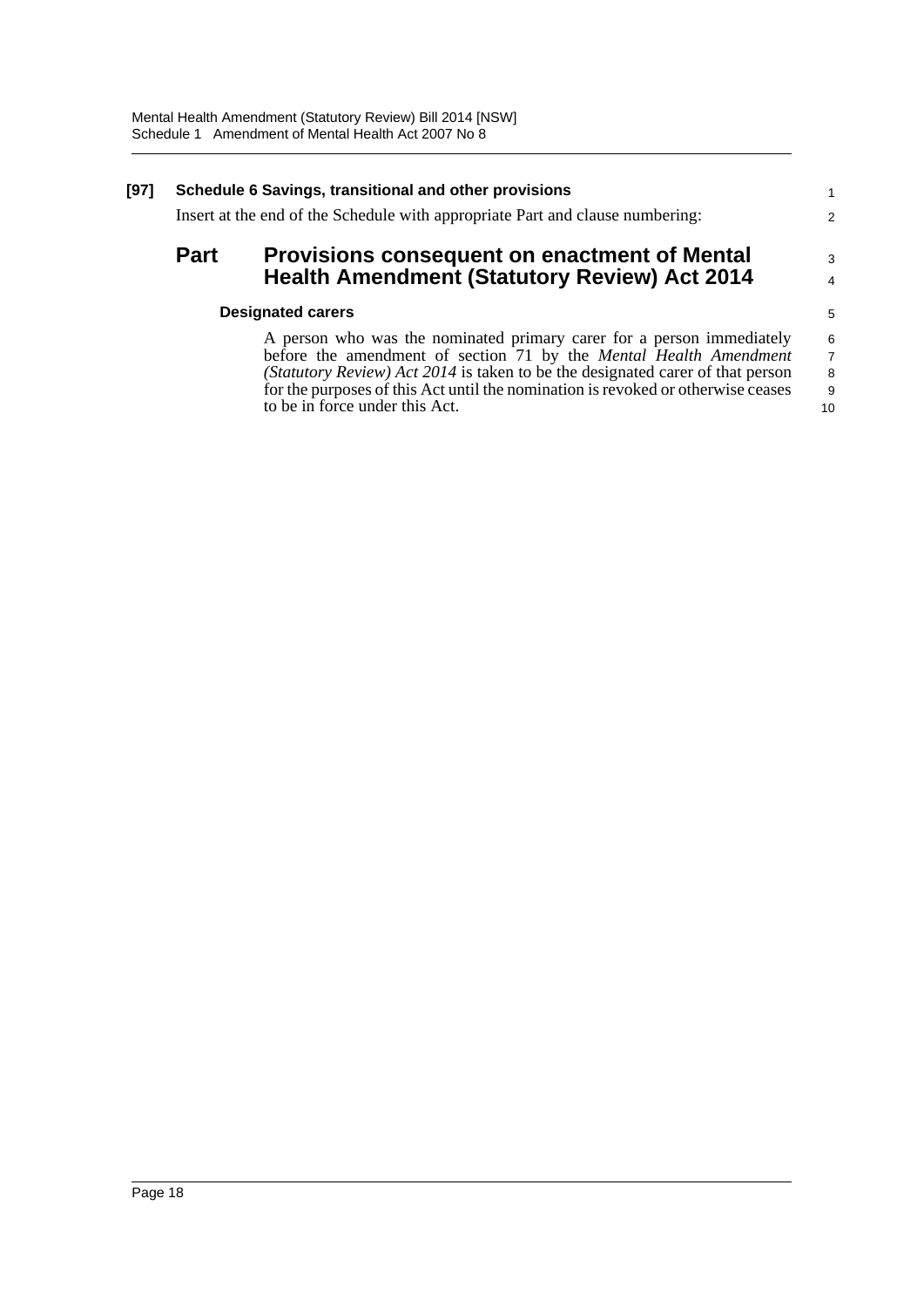**[97] Schedule 6 Savings, transitional and other provisions**

Insert at the end of the Schedule with appropriate Part and clause numbering:

## Part Provisions consequent on enactment of Mental Health Amendment (Statutory Review) Act 2014

### Designated carers

A person who was the nominated primary carer for a person immediately before the amendment of section 71 by the *Mental Health Amendment (Statutory Review) Act 2014* is taken to be the designated carer of that person for the purposes of this Act until the nomination is revoked or otherwise ceases to be in force under this Act.